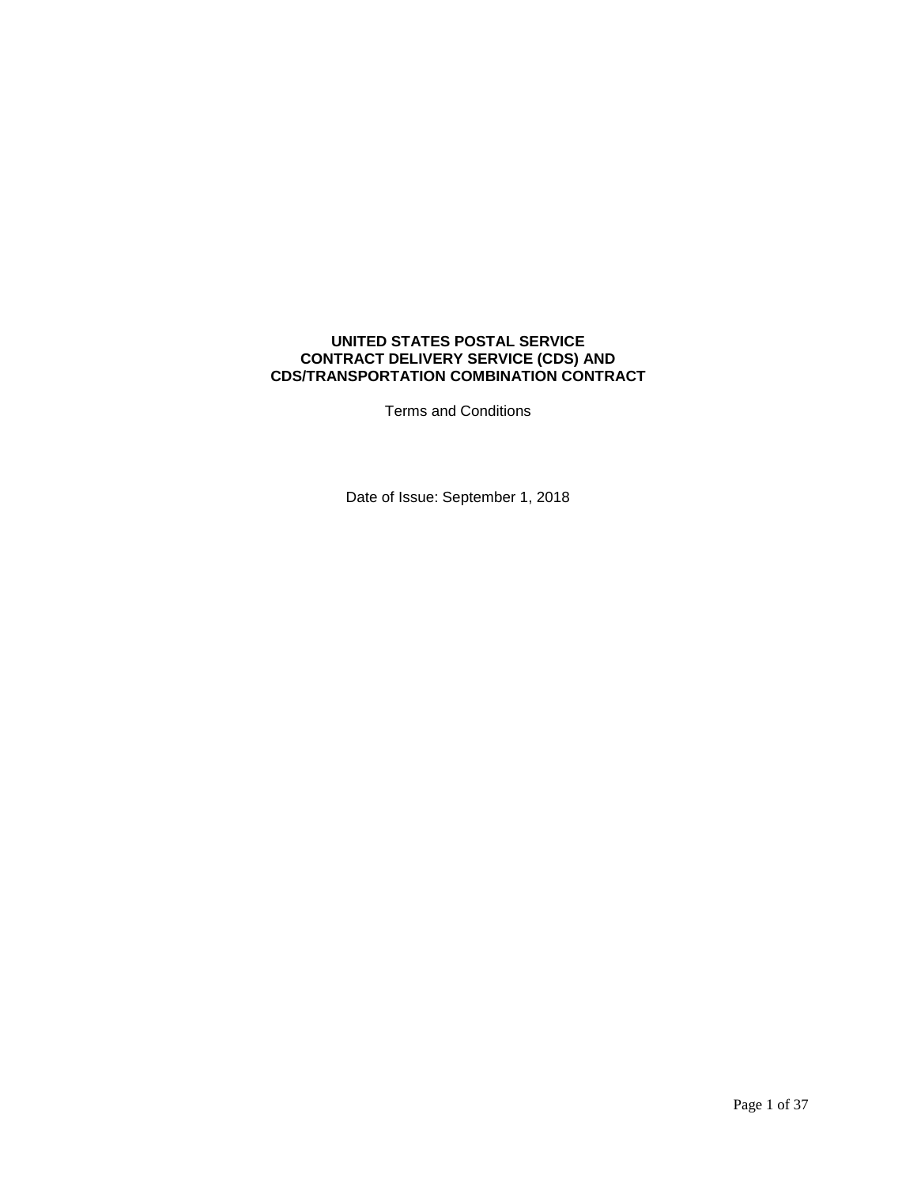# UNITED STATES POSTAL SERVICE
# CONTRACT DELIVERY SERVICE (CDS) AND
# CDS/TRANSPORTATION COMBINATION CONTRACT

Terms and Conditions

Date of Issue: September 1, 2018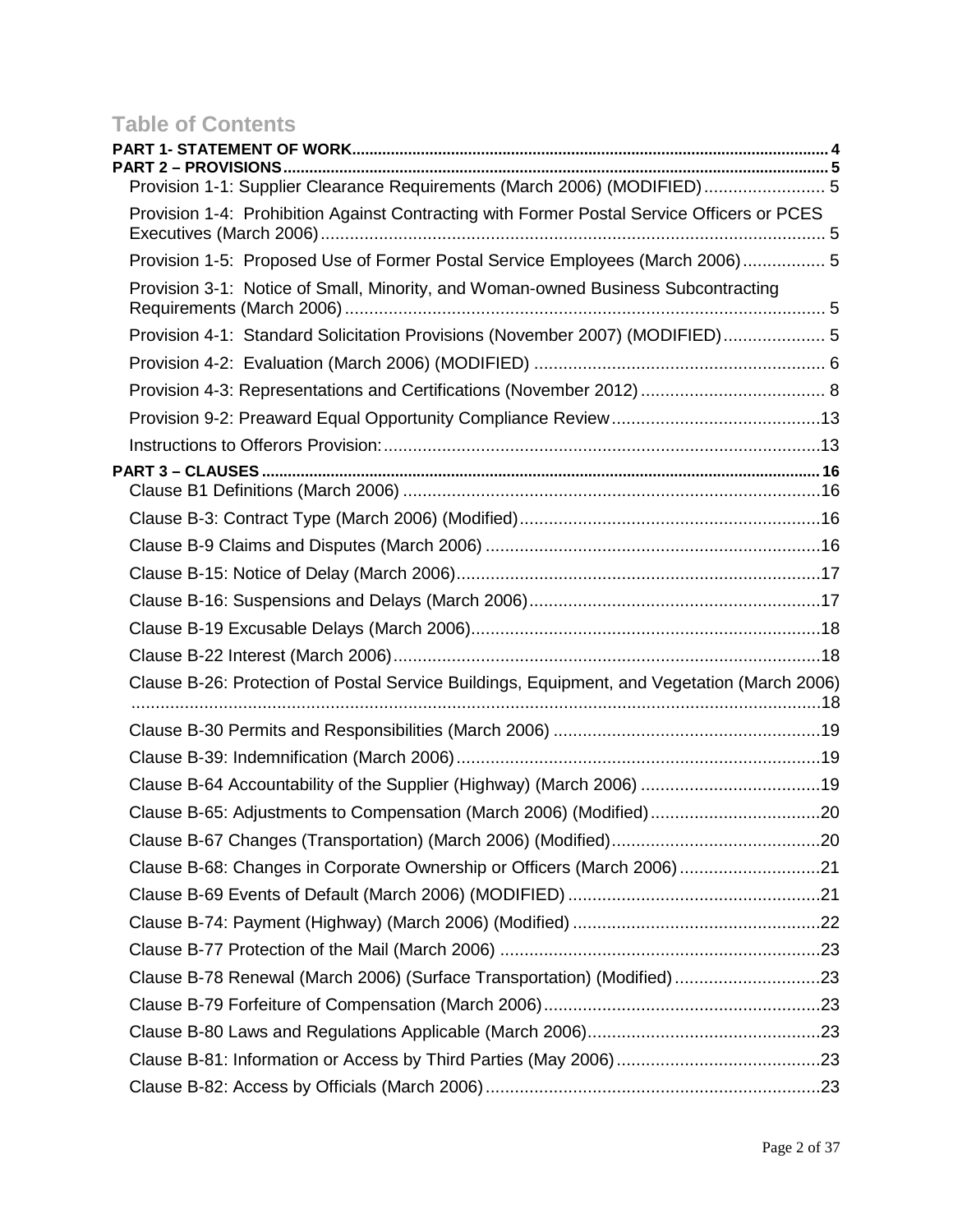# Table of Contents

**PART 1- STATEMENT OF WORK** .......... 4

**PART 2 – PROVISIONS** .......... 5

- Provision 1-1: Supplier Clearance Requirements (March 2006) (MODIFIED) .......... 5
- Provision 1-4: Prohibition Against Contracting with Former Postal Service Officers or PCES Executives (March 2006) .......... 5
- Provision 1-5: Proposed Use of Former Postal Service Employees (March 2006) .......... 5
- Provision 3-1: Notice of Small, Minority, and Woman-owned Business Subcontracting Requirements (March 2006) .......... 5
- Provision 4-1: Standard Solicitation Provisions (November 2007) (MODIFIED) .......... 5
- Provision 4-2: Evaluation (March 2006) (MODIFIED) .......... 6
- Provision 4-3: Representations and Certifications (November 2012) .......... 8
- Provision 9-2: Preaward Equal Opportunity Compliance Review .......... 13
- Instructions to Offerors Provision: .......... 13

**PART 3 – CLAUSES** .......... 16

- Clause B1 Definitions (March 2006) .......... 16
- Clause B-3: Contract Type (March 2006) (Modified) .......... 16
- Clause B-9 Claims and Disputes (March 2006) .......... 16
- Clause B-15: Notice of Delay (March 2006) .......... 17
- Clause B-16: Suspensions and Delays (March 2006) .......... 17
- Clause B-19 Excusable Delays (March 2006) .......... 18
- Clause B-22 Interest (March 2006) .......... 18
- Clause B-26: Protection of Postal Service Buildings, Equipment, and Vegetation (March 2006) .......... 18
- Clause B-30 Permits and Responsibilities (March 2006) .......... 19
- Clause B-39: Indemnification (March 2006) .......... 19
- Clause B-64 Accountability of the Supplier (Highway) (March 2006) .......... 19
- Clause B-65: Adjustments to Compensation (March 2006) (Modified) .......... 20
- Clause B-67 Changes (Transportation) (March 2006) (Modified) .......... 20
- Clause B-68: Changes in Corporate Ownership or Officers (March 2006) .......... 21
- Clause B-69 Events of Default (March 2006) (MODIFIED) .......... 21
- Clause B-74: Payment (Highway) (March 2006) (Modified) .......... 22
- Clause B-77 Protection of the Mail (March 2006) .......... 23
- Clause B-78 Renewal (March 2006) (Surface Transportation) (Modified) .......... 23
- Clause B-79 Forfeiture of Compensation (March 2006) .......... 23
- Clause B-80 Laws and Regulations Applicable (March 2006) .......... 23
- Clause B-81: Information or Access by Third Parties (May 2006) .......... 23
- Clause B-82: Access by Officials (March 2006) .......... 23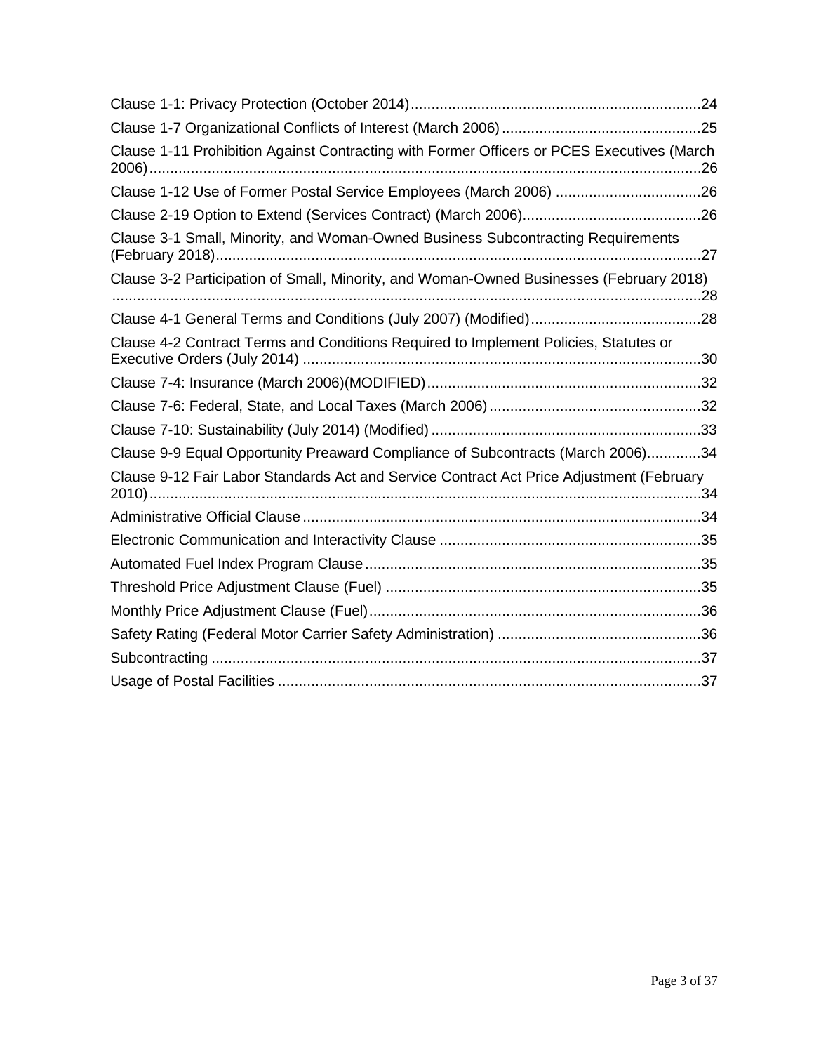Clause 1-1: Privacy Protection (October 2014) ..... 24

Clause 1-7 Organizational Conflicts of Interest (March 2006) ..... 25

Clause 1-11 Prohibition Against Contracting with Former Officers or PCES Executives (March 2006) ..... 26

Clause 1-12 Use of Former Postal Service Employees (March 2006) ..... 26

Clause 2-19 Option to Extend (Services Contract) (March 2006) ..... 26

Clause 3-1 Small, Minority, and Woman-Owned Business Subcontracting Requirements (February 2018) ..... 27

Clause 3-2 Participation of Small, Minority, and Woman-Owned Businesses (February 2018) ..... 28

Clause 4-1 General Terms and Conditions (July 2007) (Modified) ..... 28

Clause 4-2 Contract Terms and Conditions Required to Implement Policies, Statutes or Executive Orders (July 2014) ..... 30

Clause 7-4: Insurance (March 2006)(MODIFIED) ..... 32

Clause 7-6: Federal, State, and Local Taxes (March 2006) ..... 32

Clause 7-10: Sustainability (July 2014) (Modified) ..... 33

Clause 9-9 Equal Opportunity Preaward Compliance of Subcontracts (March 2006) ..... 34

Clause 9-12 Fair Labor Standards Act and Service Contract Act Price Adjustment (February 2010) ..... 34

Administrative Official Clause ..... 34

Electronic Communication and Interactivity Clause ..... 35

Automated Fuel Index Program Clause ..... 35

Threshold Price Adjustment Clause (Fuel) ..... 35

Monthly Price Adjustment Clause (Fuel) ..... 36

Safety Rating (Federal Motor Carrier Safety Administration) ..... 36

Subcontracting ..... 37

Usage of Postal Facilities ..... 37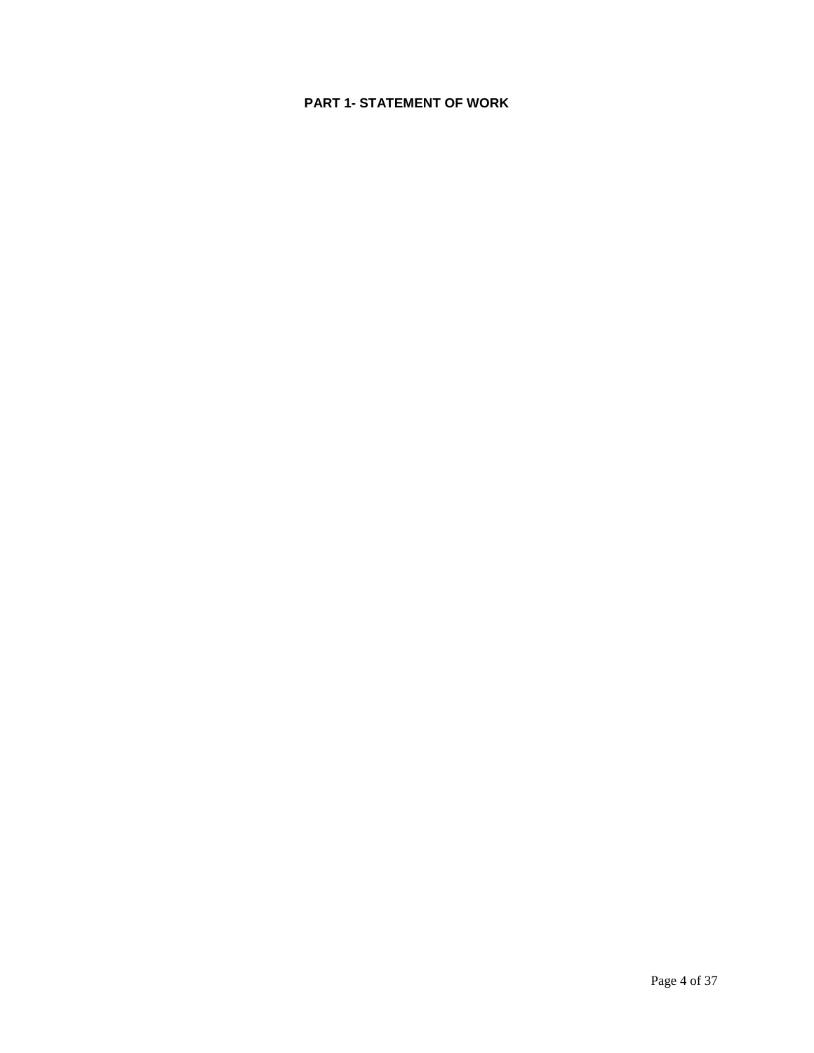# PART 1- STATEMENT OF WORK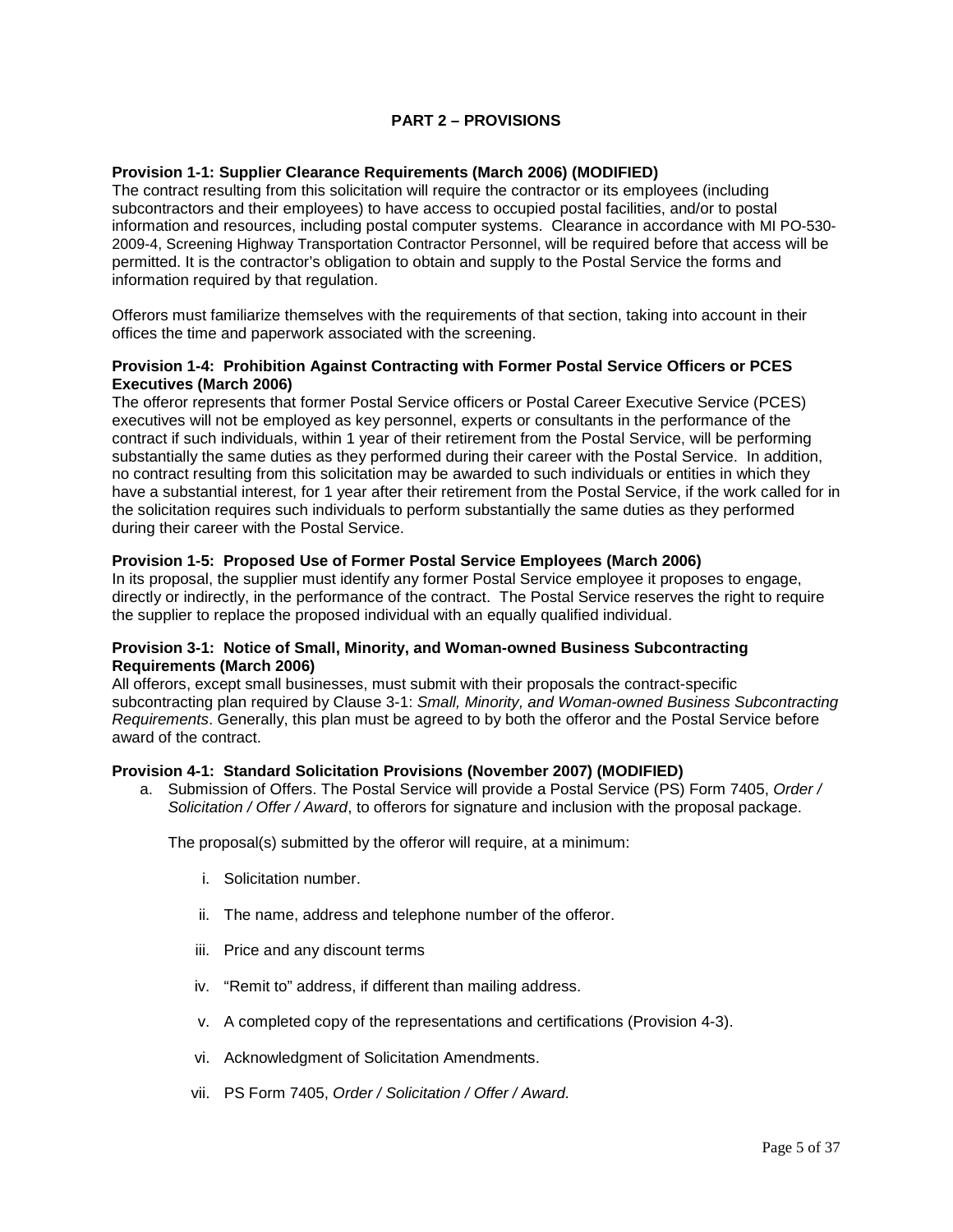## PART 2 – PROVISIONS

**Provision 1-1: Supplier Clearance Requirements (March 2006) (MODIFIED)**

The contract resulting from this solicitation will require the contractor or its employees (including subcontractors and their employees) to have access to occupied postal facilities, and/or to postal information and resources, including postal computer systems. Clearance in accordance with MI PO-530-2009-4, Screening Highway Transportation Contractor Personnel, will be required before that access will be permitted. It is the contractor's obligation to obtain and supply to the Postal Service the forms and information required by that regulation.

Offerors must familiarize themselves with the requirements of that section, taking into account in their offices the time and paperwork associated with the screening.

**Provision 1-4: Prohibition Against Contracting with Former Postal Service Officers or PCES Executives (March 2006)**

The offeror represents that former Postal Service officers or Postal Career Executive Service (PCES) executives will not be employed as key personnel, experts or consultants in the performance of the contract if such individuals, within 1 year of their retirement from the Postal Service, will be performing substantially the same duties as they performed during their career with the Postal Service. In addition, no contract resulting from this solicitation may be awarded to such individuals or entities in which they have a substantial interest, for 1 year after their retirement from the Postal Service, if the work called for in the solicitation requires such individuals to perform substantially the same duties as they performed during their career with the Postal Service.

**Provision 1-5: Proposed Use of Former Postal Service Employees (March 2006)**

In its proposal, the supplier must identify any former Postal Service employee it proposes to engage, directly or indirectly, in the performance of the contract. The Postal Service reserves the right to require the supplier to replace the proposed individual with an equally qualified individual.

**Provision 3-1: Notice of Small, Minority, and Woman-owned Business Subcontracting Requirements (March 2006)**

All offerors, except small businesses, must submit with their proposals the contract-specific subcontracting plan required by Clause 3-1: *Small, Minority, and Woman-owned Business Subcontracting Requirements*. Generally, this plan must be agreed to by both the offeror and the Postal Service before award of the contract.

**Provision 4-1: Standard Solicitation Provisions (November 2007) (MODIFIED)**

a. Submission of Offers. The Postal Service will provide a Postal Service (PS) Form 7405, *Order / Solicitation / Offer / Award*, to offerors for signature and inclusion with the proposal package.

   The proposal(s) submitted by the offeror will require, at a minimum:

   i. Solicitation number.

   ii. The name, address and telephone number of the offeror.

   iii. Price and any discount terms

   iv. "Remit to" address, if different than mailing address.

   v. A completed copy of the representations and certifications (Provision 4-3).

   vi. Acknowledgment of Solicitation Amendments.

   vii. PS Form 7405, *Order / Solicitation / Offer / Award.*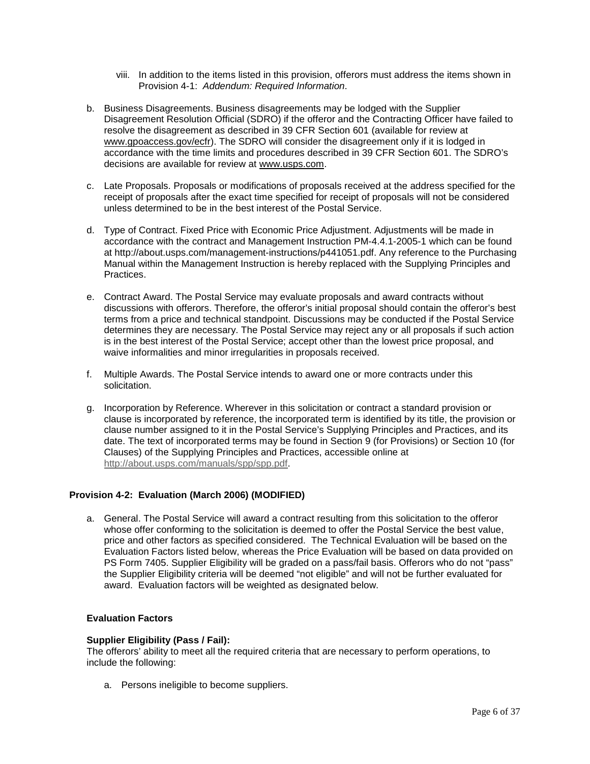viii. In addition to the items listed in this provision, offerors must address the items shown in Provision 4-1: *Addendum: Required Information*.

b. Business Disagreements. Business disagreements may be lodged with the Supplier Disagreement Resolution Official (SDRO) if the offeror and the Contracting Officer have failed to resolve the disagreement as described in 39 CFR Section 601 (available for review at www.gpoaccess.gov/ecfr). The SDRO will consider the disagreement only if it is lodged in accordance with the time limits and procedures described in 39 CFR Section 601. The SDRO's decisions are available for review at www.usps.com.

c. Late Proposals. Proposals or modifications of proposals received at the address specified for the receipt of proposals after the exact time specified for receipt of proposals will not be considered unless determined to be in the best interest of the Postal Service.

d. Type of Contract. Fixed Price with Economic Price Adjustment. Adjustments will be made in accordance with the contract and Management Instruction PM-4.4.1-2005-1 which can be found at http://about.usps.com/management-instructions/p441051.pdf. Any reference to the Purchasing Manual within the Management Instruction is hereby replaced with the Supplying Principles and Practices.

e. Contract Award. The Postal Service may evaluate proposals and award contracts without discussions with offerors. Therefore, the offeror's initial proposal should contain the offeror's best terms from a price and technical standpoint. Discussions may be conducted if the Postal Service determines they are necessary. The Postal Service may reject any or all proposals if such action is in the best interest of the Postal Service; accept other than the lowest price proposal, and waive informalities and minor irregularities in proposals received.

f. Multiple Awards. The Postal Service intends to award one or more contracts under this solicitation.

g. Incorporation by Reference. Wherever in this solicitation or contract a standard provision or clause is incorporated by reference, the incorporated term is identified by its title, the provision or clause number assigned to it in the Postal Service's Supplying Principles and Practices, and its date. The text of incorporated terms may be found in Section 9 (for Provisions) or Section 10 (for Clauses) of the Supplying Principles and Practices, accessible online at http://about.usps.com/manuals/spp/spp.pdf.

### Provision 4-2: Evaluation (March 2006) (MODIFIED)

a. General. The Postal Service will award a contract resulting from this solicitation to the offeror whose offer conforming to the solicitation is deemed to offer the Postal Service the best value, price and other factors as specified considered. The Technical Evaluation will be based on the Evaluation Factors listed below, whereas the Price Evaluation will be based on data provided on PS Form 7405. Supplier Eligibility will be graded on a pass/fail basis. Offerors who do not "pass" the Supplier Eligibility criteria will be deemed "not eligible" and will not be further evaluated for award. Evaluation factors will be weighted as designated below.

**Evaluation Factors**

**Supplier Eligibility (Pass / Fail):**
The offerors' ability to meet all the required criteria that are necessary to perform operations, to include the following:

a. Persons ineligible to become suppliers.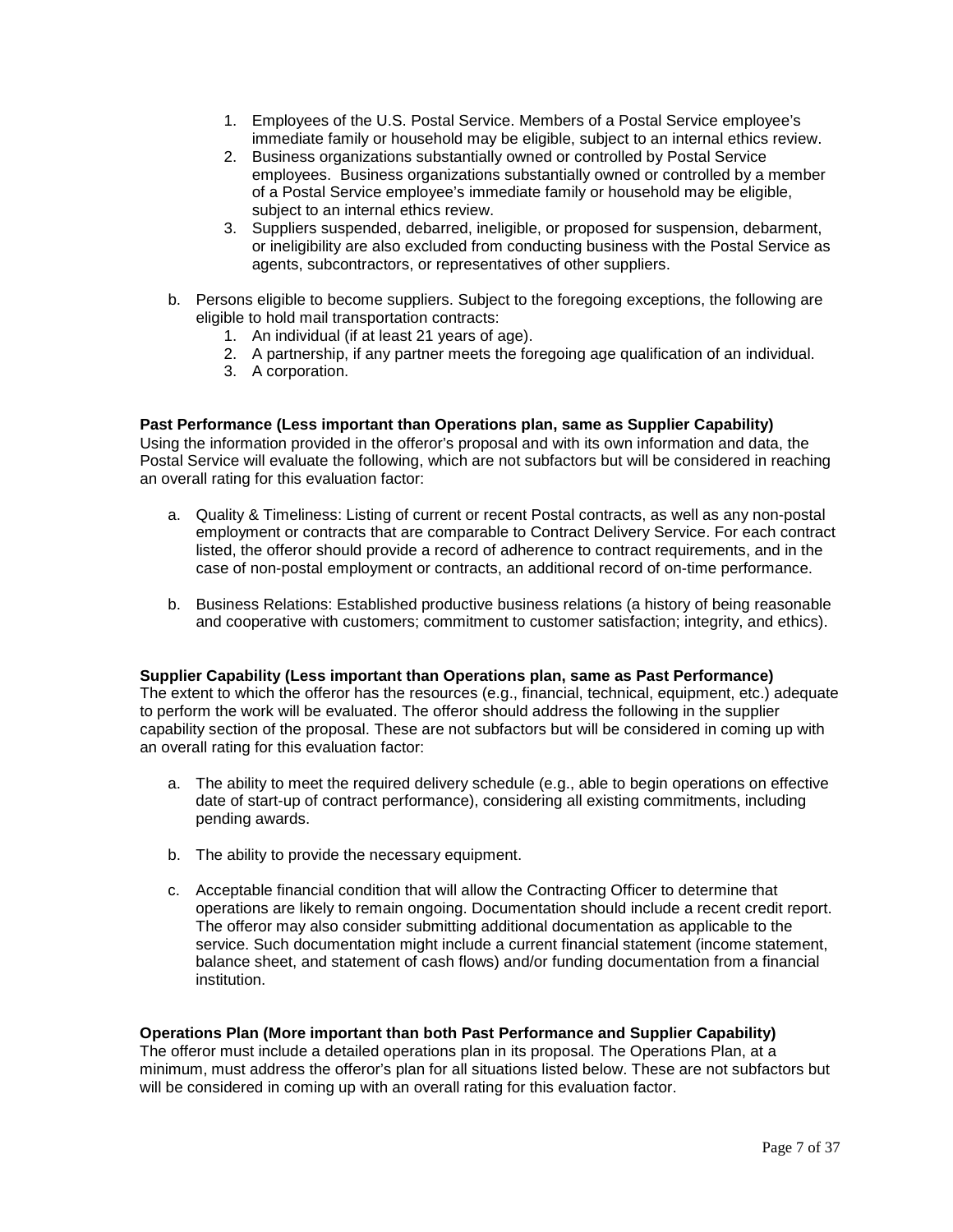1. Employees of the U.S. Postal Service. Members of a Postal Service employee's immediate family or household may be eligible, subject to an internal ethics review.
2. Business organizations substantially owned or controlled by Postal Service employees. Business organizations substantially owned or controlled by a member of a Postal Service employee's immediate family or household may be eligible, subject to an internal ethics review.
3. Suppliers suspended, debarred, ineligible, or proposed for suspension, debarment, or ineligibility are also excluded from conducting business with the Postal Service as agents, subcontractors, or representatives of other suppliers.

b. Persons eligible to become suppliers. Subject to the foregoing exceptions, the following are eligible to hold mail transportation contracts:
   1. An individual (if at least 21 years of age).
   2. A partnership, if any partner meets the foregoing age qualification of an individual.
   3. A corporation.

**Past Performance (Less important than Operations plan, same as Supplier Capability)**
Using the information provided in the offeror's proposal and with its own information and data, the Postal Service will evaluate the following, which are not subfactors but will be considered in reaching an overall rating for this evaluation factor:

a. Quality & Timeliness: Listing of current or recent Postal contracts, as well as any non-postal employment or contracts that are comparable to Contract Delivery Service. For each contract listed, the offeror should provide a record of adherence to contract requirements, and in the case of non-postal employment or contracts, an additional record of on-time performance.

b. Business Relations: Established productive business relations (a history of being reasonable and cooperative with customers; commitment to customer satisfaction; integrity, and ethics).

**Supplier Capability (Less important than Operations plan, same as Past Performance)**
The extent to which the offeror has the resources (e.g., financial, technical, equipment, etc.) adequate to perform the work will be evaluated. The offeror should address the following in the supplier capability section of the proposal. These are not subfactors but will be considered in coming up with an overall rating for this evaluation factor:

a. The ability to meet the required delivery schedule (e.g., able to begin operations on effective date of start-up of contract performance), considering all existing commitments, including pending awards.

b. The ability to provide the necessary equipment.

c. Acceptable financial condition that will allow the Contracting Officer to determine that operations are likely to remain ongoing. Documentation should include a recent credit report. The offeror may also consider submitting additional documentation as applicable to the service. Such documentation might include a current financial statement (income statement, balance sheet, and statement of cash flows) and/or funding documentation from a financial institution.

**Operations Plan (More important than both Past Performance and Supplier Capability)**
The offeror must include a detailed operations plan in its proposal. The Operations Plan, at a minimum, must address the offeror's plan for all situations listed below. These are not subfactors but will be considered in coming up with an overall rating for this evaluation factor.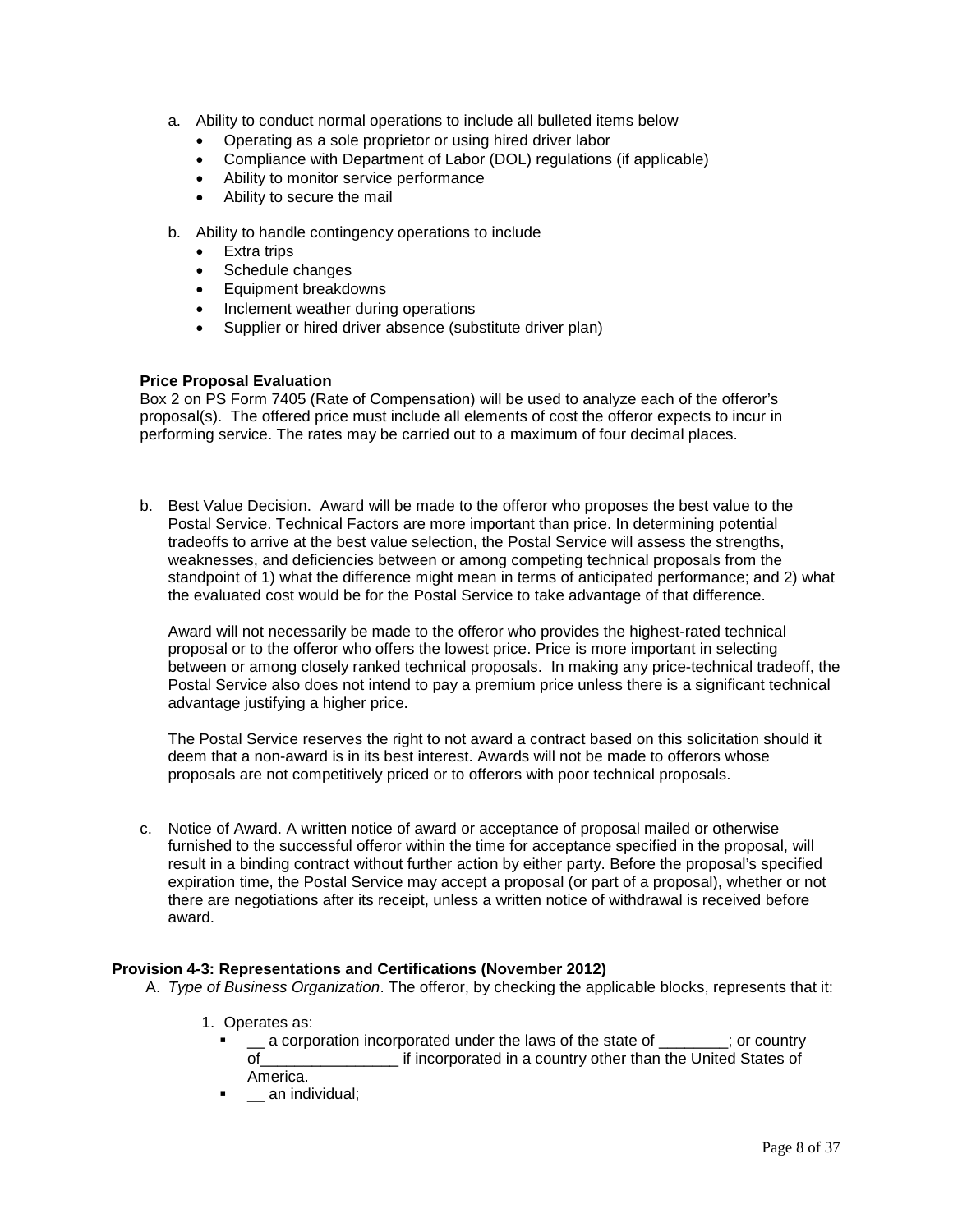a. Ability to conduct normal operations to include all bulleted items below
    - Operating as a sole proprietor or using hired driver labor
    - Compliance with Department of Labor (DOL) regulations (if applicable)
    - Ability to monitor service performance
    - Ability to secure the mail

b. Ability to handle contingency operations to include
    - Extra trips
    - Schedule changes
    - Equipment breakdowns
    - Inclement weather during operations
    - Supplier or hired driver absence (substitute driver plan)

**Price Proposal Evaluation**
Box 2 on PS Form 7405 (Rate of Compensation) will be used to analyze each of the offeror's proposal(s). The offered price must include all elements of cost the offeror expects to incur in performing service. The rates may be carried out to a maximum of four decimal places.

b. Best Value Decision. Award will be made to the offeror who proposes the best value to the Postal Service. Technical Factors are more important than price. In determining potential tradeoffs to arrive at the best value selection, the Postal Service will assess the strengths, weaknesses, and deficiencies between or among competing technical proposals from the standpoint of 1) what the difference might mean in terms of anticipated performance; and 2) what the evaluated cost would be for the Postal Service to take advantage of that difference.

   Award will not necessarily be made to the offeror who provides the highest-rated technical proposal or to the offeror who offers the lowest price. Price is more important in selecting between or among closely ranked technical proposals. In making any price-technical tradeoff, the Postal Service also does not intend to pay a premium price unless there is a significant technical advantage justifying a higher price.

   The Postal Service reserves the right to not award a contract based on this solicitation should it deem that a non-award is in its best interest. Awards will not be made to offerors whose proposals are not competitively priced or to offerors with poor technical proposals.

c. Notice of Award. A written notice of award or acceptance of proposal mailed or otherwise furnished to the successful offeror within the time for acceptance specified in the proposal, will result in a binding contract without further action by either party. Before the proposal's specified expiration time, the Postal Service may accept a proposal (or part of a proposal), whether or not there are negotiations after its receipt, unless a written notice of withdrawal is received before award.

**Provision 4-3: Representations and Certifications (November 2012)**

A. *Type of Business Organization*. The offeror, by checking the applicable blocks, represents that it:

   1. Operates as:
      - __ a corporation incorporated under the laws of the state of ________; or country of________________ if incorporated in a country other than the United States of America.
      - __ an individual;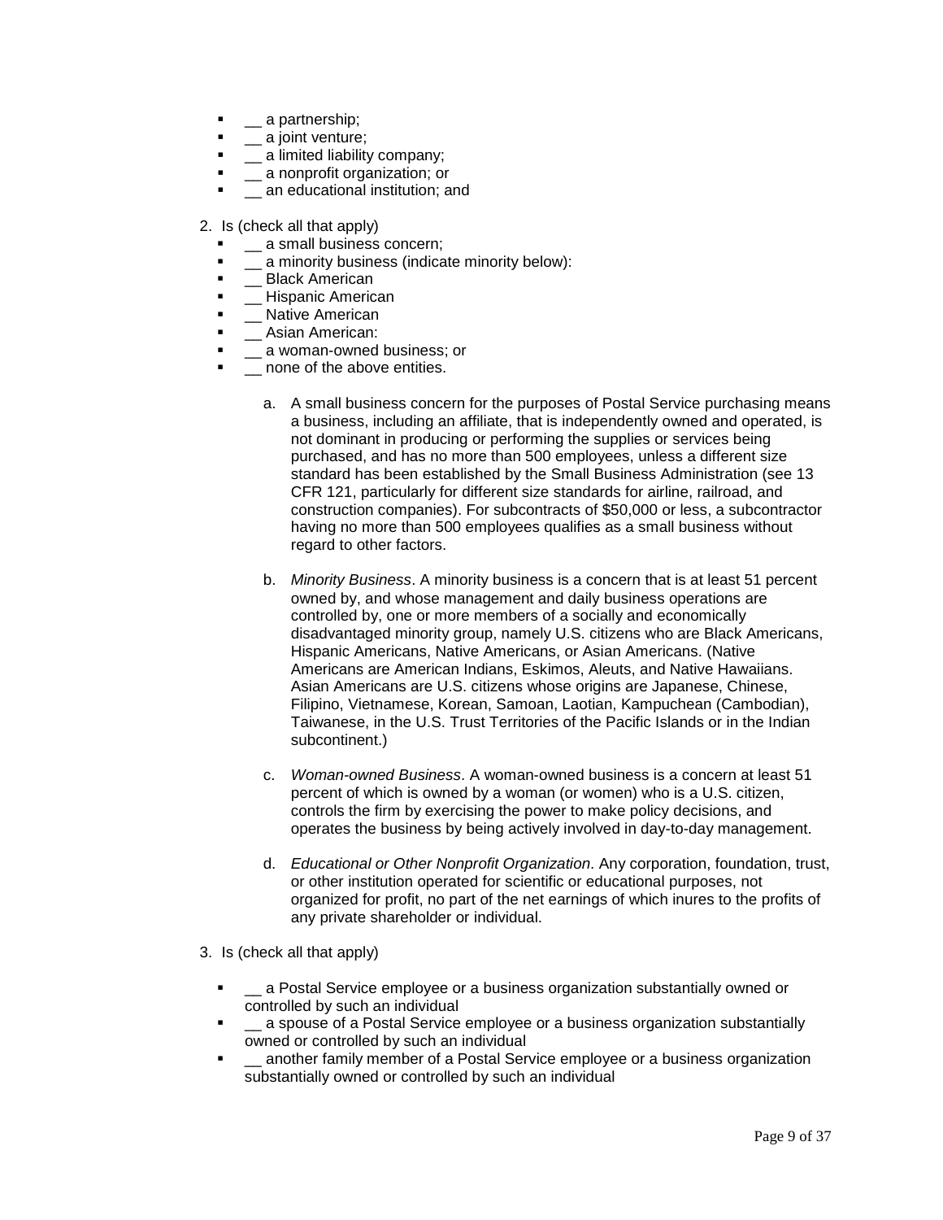- __ a partnership;
- __ a joint venture;
- __ a limited liability company;
- __ a nonprofit organization; or
- __ an educational institution; and

2. Is (check all that apply)
   - __ a small business concern;
   - __ a minority business (indicate minority below):
   - __ Black American
   - __ Hispanic American
   - __ Native American
   - __ Asian American:
   - __ a woman-owned business; or
   - __ none of the above entities.

      a. A small business concern for the purposes of Postal Service purchasing means a business, including an affiliate, that is independently owned and operated, is not dominant in producing or performing the supplies or services being purchased, and has no more than 500 employees, unless a different size standard has been established by the Small Business Administration (see 13 CFR 121, particularly for different size standards for airline, railroad, and construction companies). For subcontracts of $50,000 or less, a subcontractor having no more than 500 employees qualifies as a small business without regard to other factors.

      b. *Minority Business*. A minority business is a concern that is at least 51 percent owned by, and whose management and daily business operations are controlled by, one or more members of a socially and economically disadvantaged minority group, namely U.S. citizens who are Black Americans, Hispanic Americans, Native Americans, or Asian Americans. (Native Americans are American Indians, Eskimos, Aleuts, and Native Hawaiians. Asian Americans are U.S. citizens whose origins are Japanese, Chinese, Filipino, Vietnamese, Korean, Samoan, Laotian, Kampuchean (Cambodian), Taiwanese, in the U.S. Trust Territories of the Pacific Islands or in the Indian subcontinent.)

      c. *Woman-owned Business*. A woman-owned business is a concern at least 51 percent of which is owned by a woman (or women) who is a U.S. citizen, controls the firm by exercising the power to make policy decisions, and operates the business by being actively involved in day-to-day management.

      d. *Educational or Other Nonprofit Organization*. Any corporation, foundation, trust, or other institution operated for scientific or educational purposes, not organized for profit, no part of the net earnings of which inures to the profits of any private shareholder or individual.

3. Is (check all that apply)

   - __ a Postal Service employee or a business organization substantially owned or controlled by such an individual
   - __ a spouse of a Postal Service employee or a business organization substantially owned or controlled by such an individual
   - __ another family member of a Postal Service employee or a business organization substantially owned or controlled by such an individual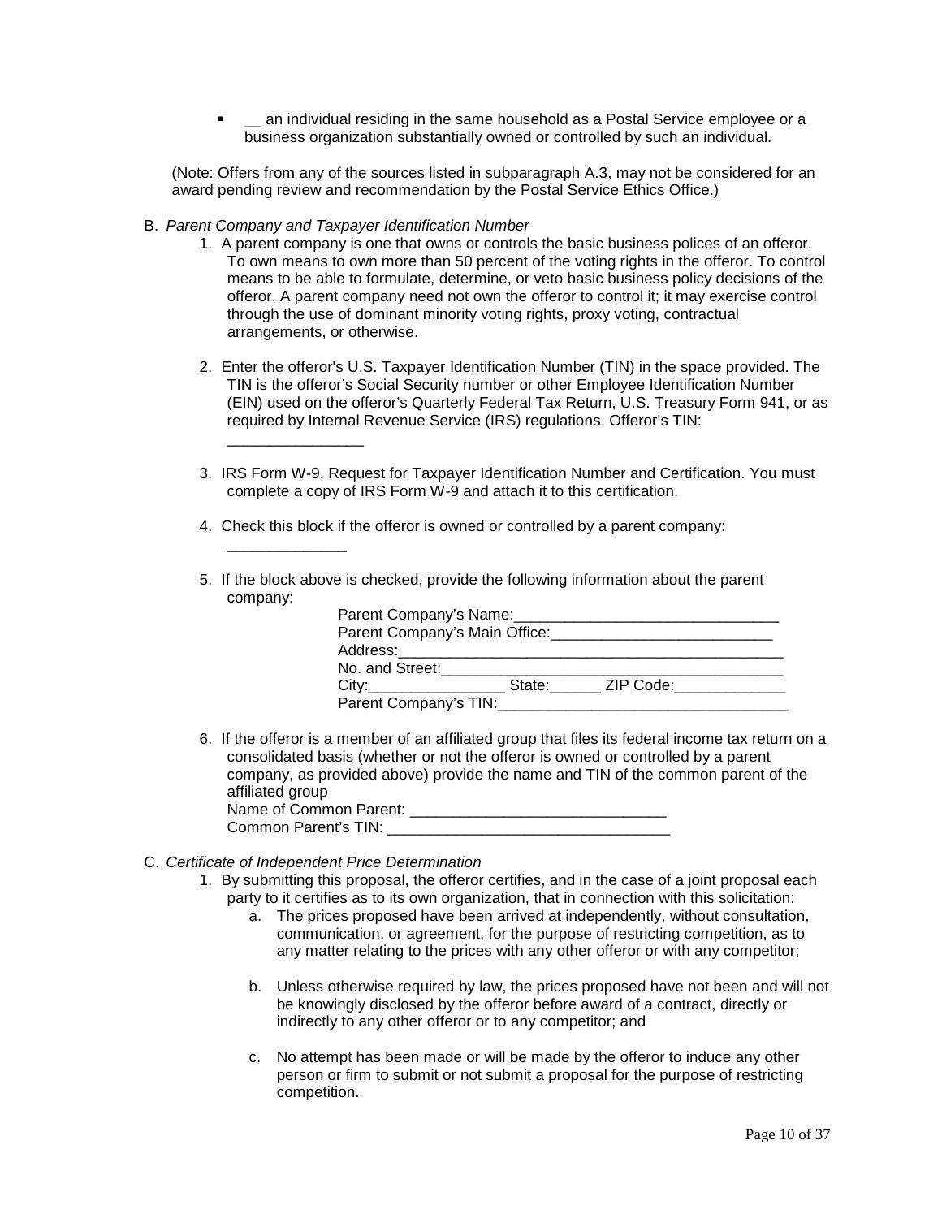- __ an individual residing in the same household as a Postal Service employee or a business organization substantially owned or controlled by such an individual.

(Note: Offers from any of the sources listed in subparagraph A.3, may not be considered for an award pending review and recommendation by the Postal Service Ethics Office.)

B. *Parent Company and Taxpayer Identification Number*

1. A parent company is one that owns or controls the basic business polices of an offeror. To own means to own more than 50 percent of the voting rights in the offeror. To control means to be able to formulate, determine, or veto basic business policy decisions of the offeror. A parent company need not own the offeror to control it; it may exercise control through the use of dominant minority voting rights, proxy voting, contractual arrangements, or otherwise.

2. Enter the offeror's U.S. Taxpayer Identification Number (TIN) in the space provided. The TIN is the offeror's Social Security number or other Employee Identification Number (EIN) used on the offeror's Quarterly Federal Tax Return, U.S. Treasury Form 941, or as required by Internal Revenue Service (IRS) regulations. Offeror's TIN: ________________

3. IRS Form W-9, Request for Taxpayer Identification Number and Certification. You must complete a copy of IRS Form W-9 and attach it to this certification.

4. Check this block if the offeror is owned or controlled by a parent company: ______________

5. If the block above is checked, provide the following information about the parent company:

   Parent Company's Name:_______________________________
   Parent Company's Main Office:__________________________
   Address:______________________________________________
   No. and Street:_________________________________________
   City:________________ State:______ ZIP Code:_____________
   Parent Company's TIN:__________________________________

6. If the offeror is a member of an affiliated group that files its federal income tax return on a consolidated basis (whether or not the offeror is owned or controlled by a parent company, as provided above) provide the name and TIN of the common parent of the affiliated group
   Name of Common Parent: ______________________________
   Common Parent's TIN: _________________________________

C. *Certificate of Independent Price Determination*

1. By submitting this proposal, the offeror certifies, and in the case of a joint proposal each party to it certifies as to its own organization, that in connection with this solicitation:
   a. The prices proposed have been arrived at independently, without consultation, communication, or agreement, for the purpose of restricting competition, as to any matter relating to the prices with any other offeror or with any competitor;

   b. Unless otherwise required by law, the prices proposed have not been and will not be knowingly disclosed by the offeror before award of a contract, directly or indirectly to any other offeror or to any competitor; and

   c. No attempt has been made or will be made by the offeror to induce any other person or firm to submit or not submit a proposal for the purpose of restricting competition.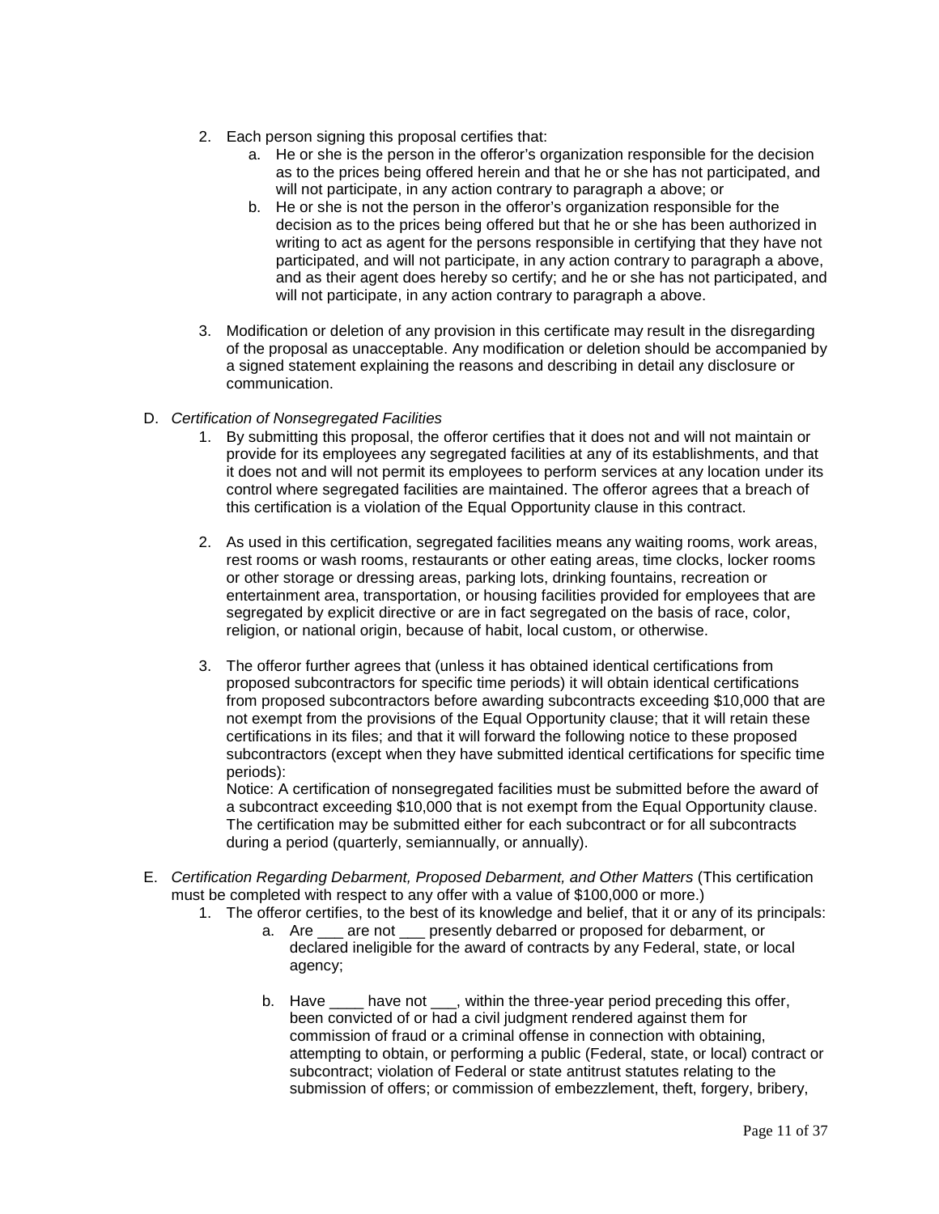2. Each person signing this proposal certifies that:
    a. He or she is the person in the offeror's organization responsible for the decision as to the prices being offered herein and that he or she has not participated, and will not participate, in any action contrary to paragraph a above; or
    b. He or she is not the person in the offeror's organization responsible for the decision as to the prices being offered but that he or she has been authorized in writing to act as agent for the persons responsible in certifying that they have not participated, and will not participate, in any action contrary to paragraph a above, and as their agent does hereby so certify; and he or she has not participated, and will not participate, in any action contrary to paragraph a above.

3. Modification or deletion of any provision in this certificate may result in the disregarding of the proposal as unacceptable. Any modification or deletion should be accompanied by a signed statement explaining the reasons and describing in detail any disclosure or communication.

D. *Certification of Nonsegregated Facilities*

1. By submitting this proposal, the offeror certifies that it does not and will not maintain or provide for its employees any segregated facilities at any of its establishments, and that it does not and will not permit its employees to perform services at any location under its control where segregated facilities are maintained. The offeror agrees that a breach of this certification is a violation of the Equal Opportunity clause in this contract.

2. As used in this certification, segregated facilities means any waiting rooms, work areas, rest rooms or wash rooms, restaurants or other eating areas, time clocks, locker rooms or other storage or dressing areas, parking lots, drinking fountains, recreation or entertainment area, transportation, or housing facilities provided for employees that are segregated by explicit directive or are in fact segregated on the basis of race, color, religion, or national origin, because of habit, local custom, or otherwise.

3. The offeror further agrees that (unless it has obtained identical certifications from proposed subcontractors for specific time periods) it will obtain identical certifications from proposed subcontractors before awarding subcontracts exceeding $10,000 that are not exempt from the provisions of the Equal Opportunity clause; that it will retain these certifications in its files; and that it will forward the following notice to these proposed subcontractors (except when they have submitted identical certifications for specific time periods):
   Notice: A certification of nonsegregated facilities must be submitted before the award of a subcontract exceeding $10,000 that is not exempt from the Equal Opportunity clause. The certification may be submitted either for each subcontract or for all subcontracts during a period (quarterly, semiannually, or annually).

E. *Certification Regarding Debarment, Proposed Debarment, and Other Matters* (This certification must be completed with respect to any offer with a value of $100,000 or more.)

1. The offeror certifies, to the best of its knowledge and belief, that it or any of its principals:
    a. Are ___ are not ___ presently debarred or proposed for debarment, or declared ineligible for the award of contracts by any Federal, state, or local agency;

    b. Have ____ have not ___, within the three-year period preceding this offer, been convicted of or had a civil judgment rendered against them for commission of fraud or a criminal offense in connection with obtaining, attempting to obtain, or performing a public (Federal, state, or local) contract or subcontract; violation of Federal or state antitrust statutes relating to the submission of offers; or commission of embezzlement, theft, forgery, bribery,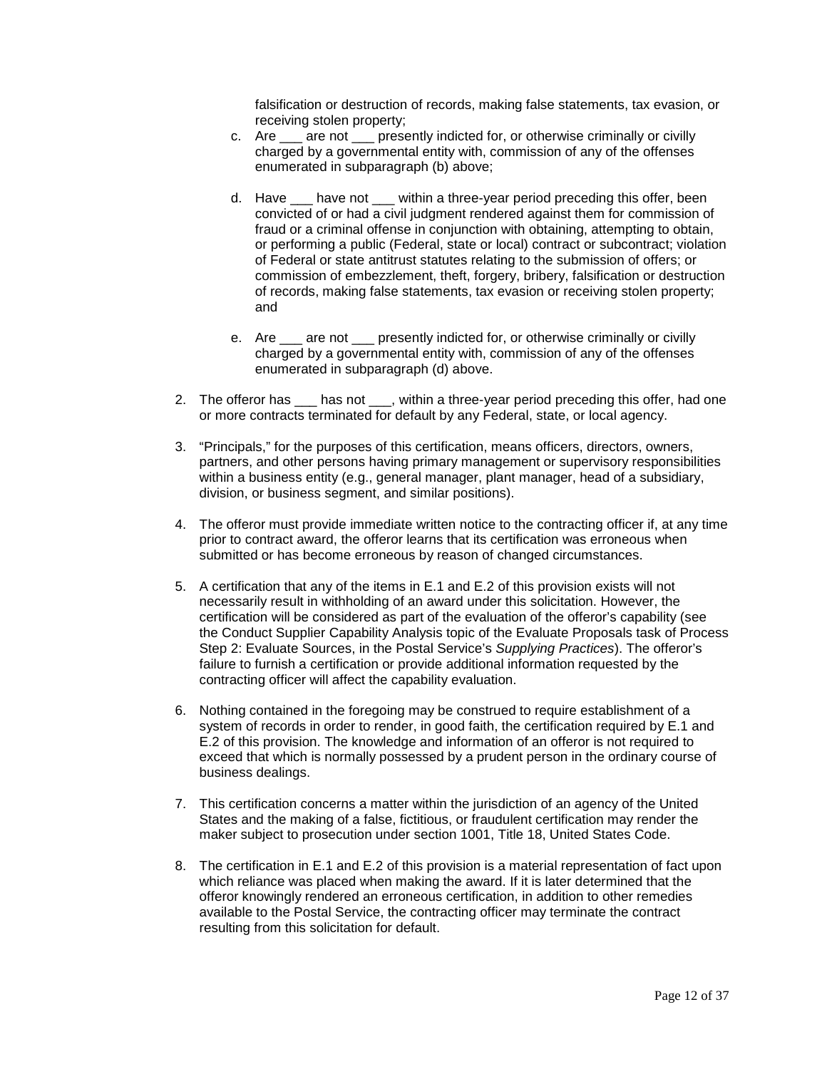falsification or destruction of records, making false statements, tax evasion, or receiving stolen property;

   c. Are ___ are not ___ presently indicted for, or otherwise criminally or civilly charged by a governmental entity with, commission of any of the offenses enumerated in subparagraph (b) above;

   d. Have ___ have not ___ within a three-year period preceding this offer, been convicted of or had a civil judgment rendered against them for commission of fraud or a criminal offense in conjunction with obtaining, attempting to obtain, or performing a public (Federal, state or local) contract or subcontract; violation of Federal or state antitrust statutes relating to the submission of offers; or commission of embezzlement, theft, forgery, bribery, falsification or destruction of records, making false statements, tax evasion or receiving stolen property; and

   e. Are ___ are not ___ presently indicted for, or otherwise criminally or civilly charged by a governmental entity with, commission of any of the offenses enumerated in subparagraph (d) above.

2. The offeror has ___ has not ___, within a three-year period preceding this offer, had one or more contracts terminated for default by any Federal, state, or local agency.

3. “Principals,” for the purposes of this certification, means officers, directors, owners, partners, and other persons having primary management or supervisory responsibilities within a business entity (e.g., general manager, plant manager, head of a subsidiary, division, or business segment, and similar positions).

4. The offeror must provide immediate written notice to the contracting officer if, at any time prior to contract award, the offeror learns that its certification was erroneous when submitted or has become erroneous by reason of changed circumstances.

5. A certification that any of the items in E.1 and E.2 of this provision exists will not necessarily result in withholding of an award under this solicitation. However, the certification will be considered as part of the evaluation of the offeror’s capability (see the Conduct Supplier Capability Analysis topic of the Evaluate Proposals task of Process Step 2: Evaluate Sources, in the Postal Service’s *Supplying Practices*). The offeror’s failure to furnish a certification or provide additional information requested by the contracting officer will affect the capability evaluation.

6. Nothing contained in the foregoing may be construed to require establishment of a system of records in order to render, in good faith, the certification required by E.1 and E.2 of this provision. The knowledge and information of an offeror is not required to exceed that which is normally possessed by a prudent person in the ordinary course of business dealings.

7. This certification concerns a matter within the jurisdiction of an agency of the United States and the making of a false, fictitious, or fraudulent certification may render the maker subject to prosecution under section 1001, Title 18, United States Code.

8. The certification in E.1 and E.2 of this provision is a material representation of fact upon which reliance was placed when making the award. If it is later determined that the offeror knowingly rendered an erroneous certification, in addition to other remedies available to the Postal Service, the contracting officer may terminate the contract resulting from this solicitation for default.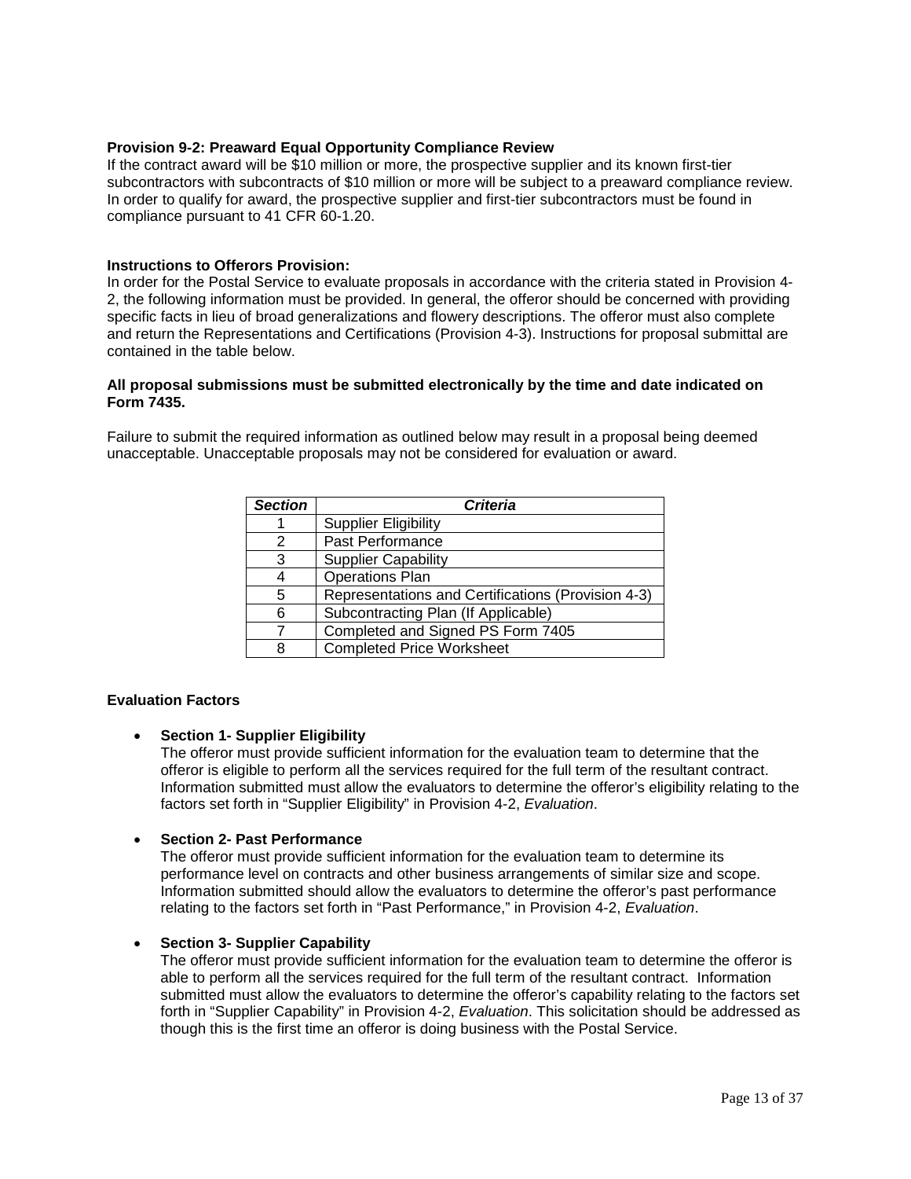**Provision 9-2: Preaward Equal Opportunity Compliance Review**

If the contract award will be $10 million or more, the prospective supplier and its known first-tier subcontractors with subcontracts of $10 million or more will be subject to a preaward compliance review. In order to qualify for award, the prospective supplier and first-tier subcontractors must be found in compliance pursuant to 41 CFR 60-1.20.

**Instructions to Offerors Provision:**

In order for the Postal Service to evaluate proposals in accordance with the criteria stated in Provision 4-2, the following information must be provided. In general, the offeror should be concerned with providing specific facts in lieu of broad generalizations and flowery descriptions. The offeror must also complete and return the Representations and Certifications (Provision 4-3). Instructions for proposal submittal are contained in the table below.

**All proposal submissions must be submitted electronically by the time and date indicated on Form 7435.**

Failure to submit the required information as outlined below may result in a proposal being deemed unacceptable. Unacceptable proposals may not be considered for evaluation or award.

| ***Section*** | ***Criteria*** |
|---|---|
| 1 | Supplier Eligibility |
| 2 | Past Performance |
| 3 | Supplier Capability |
| 4 | Operations Plan |
| 5 | Representations and Certifications (Provision 4-3) |
| 6 | Subcontracting Plan (If Applicable) |
| 7 | Completed and Signed PS Form 7405 |
| 8 | Completed Price Worksheet |

**Evaluation Factors**

- **Section 1- Supplier Eligibility**
  The offeror must provide sufficient information for the evaluation team to determine that the offeror is eligible to perform all the services required for the full term of the resultant contract. Information submitted must allow the evaluators to determine the offeror's eligibility relating to the factors set forth in "Supplier Eligibility" in Provision 4-2, *Evaluation*.

- **Section 2- Past Performance**
  The offeror must provide sufficient information for the evaluation team to determine its performance level on contracts and other business arrangements of similar size and scope. Information submitted should allow the evaluators to determine the offeror's past performance relating to the factors set forth in "Past Performance," in Provision 4-2, *Evaluation*.

- **Section 3- Supplier Capability**
  The offeror must provide sufficient information for the evaluation team to determine the offeror is able to perform all the services required for the full term of the resultant contract. Information submitted must allow the evaluators to determine the offeror's capability relating to the factors set forth in "Supplier Capability" in Provision 4-2, *Evaluation*. This solicitation should be addressed as though this is the first time an offeror is doing business with the Postal Service.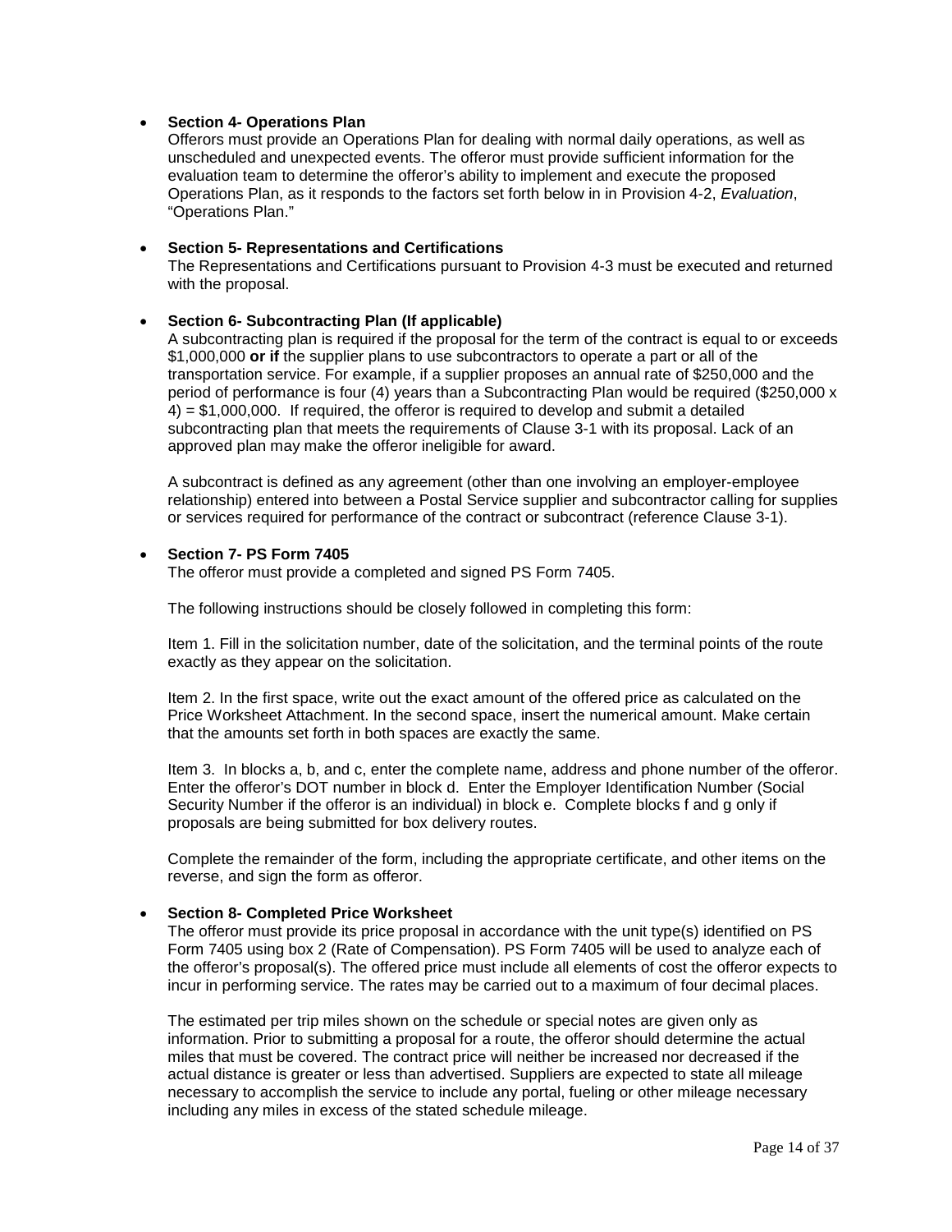- **Section 4- Operations Plan**
  Offerors must provide an Operations Plan for dealing with normal daily operations, as well as unscheduled and unexpected events. The offeror must provide sufficient information for the evaluation team to determine the offeror's ability to implement and execute the proposed Operations Plan, as it responds to the factors set forth below in in Provision 4-2, *Evaluation*, "Operations Plan."

- **Section 5- Representations and Certifications**
  The Representations and Certifications pursuant to Provision 4-3 must be executed and returned with the proposal.

- **Section 6- Subcontracting Plan (If applicable)**
  A subcontracting plan is required if the proposal for the term of the contract is equal to or exceeds \$1,000,000 **or if** the supplier plans to use subcontractors to operate a part or all of the transportation service. For example, if a supplier proposes an annual rate of \$250,000 and the period of performance is four (4) years than a Subcontracting Plan would be required (\$250,000 x 4) = \$1,000,000. If required, the offeror is required to develop and submit a detailed subcontracting plan that meets the requirements of Clause 3-1 with its proposal. Lack of an approved plan may make the offeror ineligible for award.

  A subcontract is defined as any agreement (other than one involving an employer-employee relationship) entered into between a Postal Service supplier and subcontractor calling for supplies or services required for performance of the contract or subcontract (reference Clause 3-1).

- **Section 7- PS Form 7405**
  The offeror must provide a completed and signed PS Form 7405.

  The following instructions should be closely followed in completing this form:

  Item 1. Fill in the solicitation number, date of the solicitation, and the terminal points of the route exactly as they appear on the solicitation.

  Item 2. In the first space, write out the exact amount of the offered price as calculated on the Price Worksheet Attachment. In the second space, insert the numerical amount. Make certain that the amounts set forth in both spaces are exactly the same.

  Item 3. In blocks a, b, and c, enter the complete name, address and phone number of the offeror. Enter the offeror's DOT number in block d. Enter the Employer Identification Number (Social Security Number if the offeror is an individual) in block e. Complete blocks f and g only if proposals are being submitted for box delivery routes.

  Complete the remainder of the form, including the appropriate certificate, and other items on the reverse, and sign the form as offeror.

- **Section 8- Completed Price Worksheet**
  The offeror must provide its price proposal in accordance with the unit type(s) identified on PS Form 7405 using box 2 (Rate of Compensation). PS Form 7405 will be used to analyze each of the offeror's proposal(s). The offered price must include all elements of cost the offeror expects to incur in performing service. The rates may be carried out to a maximum of four decimal places.

  The estimated per trip miles shown on the schedule or special notes are given only as information. Prior to submitting a proposal for a route, the offeror should determine the actual miles that must be covered. The contract price will neither be increased nor decreased if the actual distance is greater or less than advertised. Suppliers are expected to state all mileage necessary to accomplish the service to include any portal, fueling or other mileage necessary including any miles in excess of the stated schedule mileage.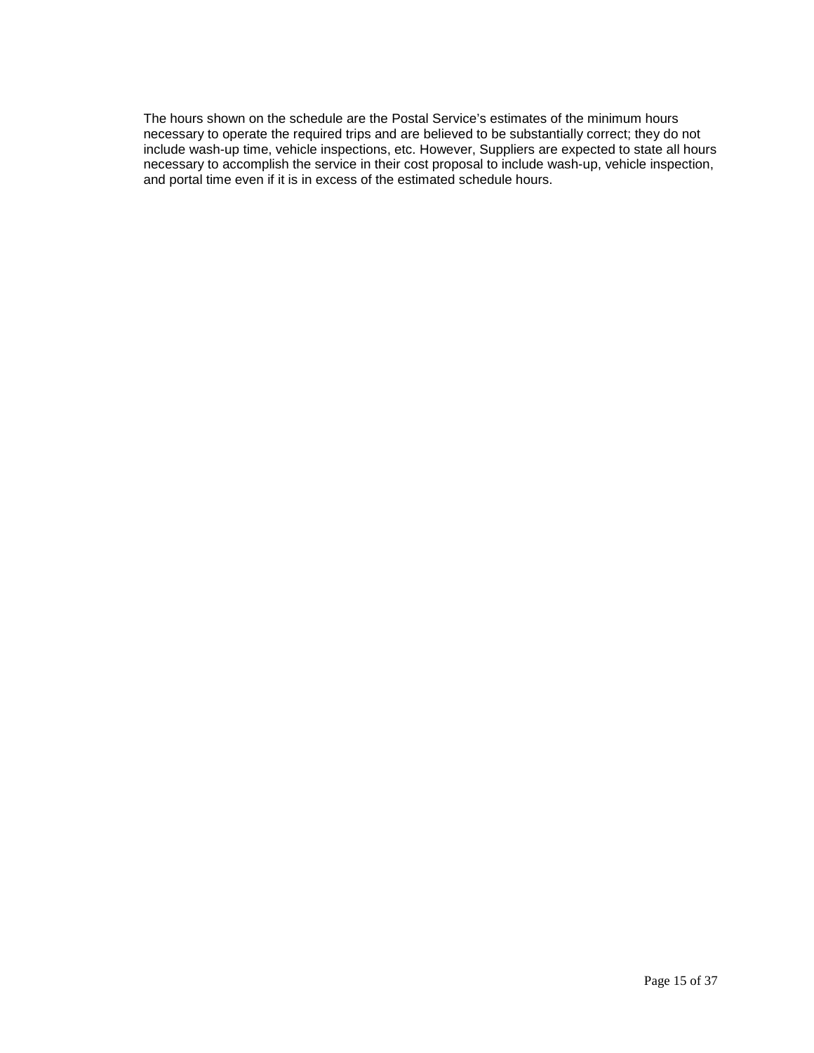The hours shown on the schedule are the Postal Service's estimates of the minimum hours necessary to operate the required trips and are believed to be substantially correct; they do not include wash-up time, vehicle inspections, etc. However, Suppliers are expected to state all hours necessary to accomplish the service in their cost proposal to include wash-up, vehicle inspection, and portal time even if it is in excess of the estimated schedule hours.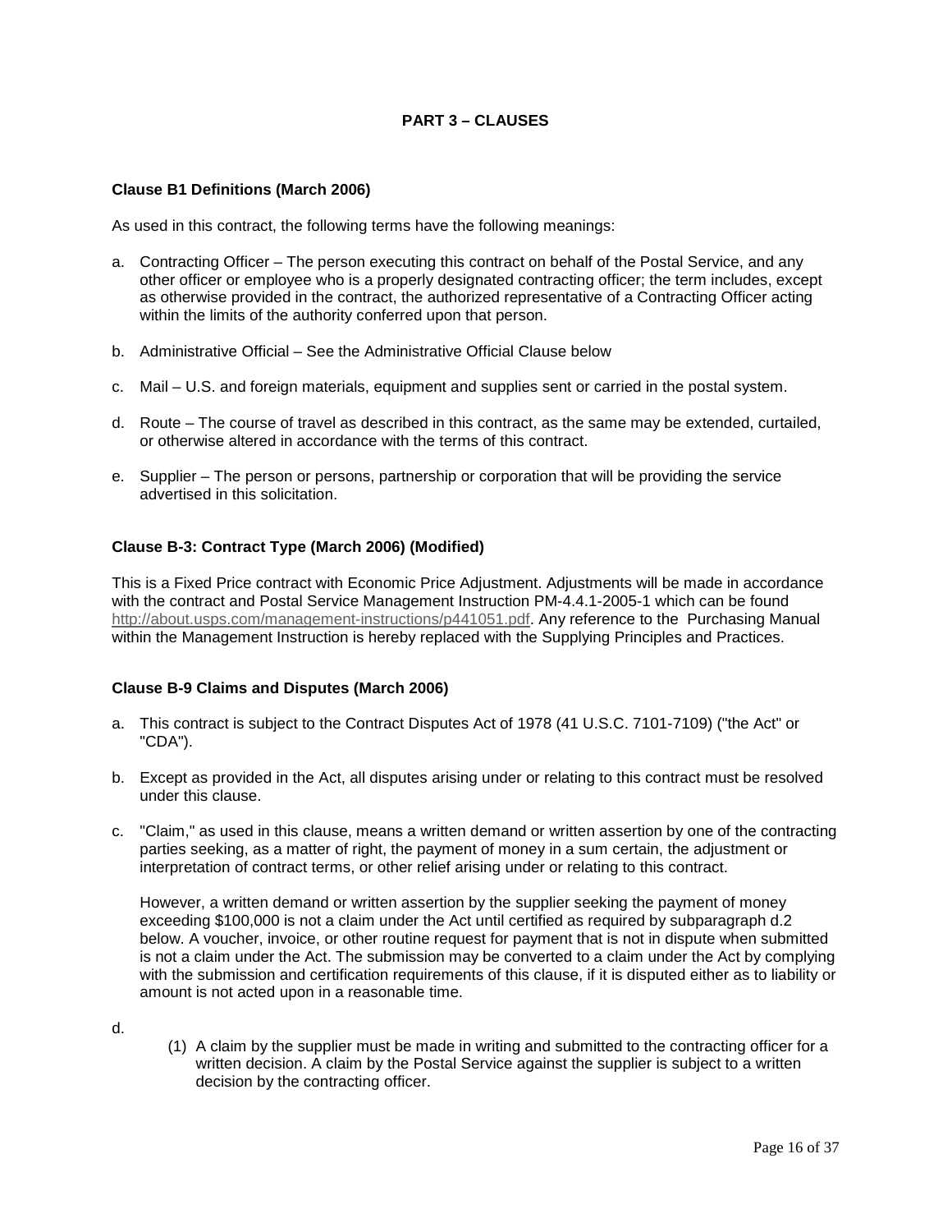## PART 3 – CLAUSES

### Clause B1 Definitions (March 2006)

As used in this contract, the following terms have the following meanings:

a. Contracting Officer – The person executing this contract on behalf of the Postal Service, and any other officer or employee who is a properly designated contracting officer; the term includes, except as otherwise provided in the contract, the authorized representative of a Contracting Officer acting within the limits of the authority conferred upon that person.

b. Administrative Official – See the Administrative Official Clause below

c. Mail – U.S. and foreign materials, equipment and supplies sent or carried in the postal system.

d. Route – The course of travel as described in this contract, as the same may be extended, curtailed, or otherwise altered in accordance with the terms of this contract.

e. Supplier – The person or persons, partnership or corporation that will be providing the service advertised in this solicitation.

### Clause B-3: Contract Type (March 2006) (Modified)

This is a Fixed Price contract with Economic Price Adjustment. Adjustments will be made in accordance with the contract and Postal Service Management Instruction PM-4.4.1-2005-1 which can be found http://about.usps.com/management-instructions/p441051.pdf. Any reference to the Purchasing Manual within the Management Instruction is hereby replaced with the Supplying Principles and Practices.

### Clause B-9 Claims and Disputes (March 2006)

a. This contract is subject to the Contract Disputes Act of 1978 (41 U.S.C. 7101-7109) ("the Act" or "CDA").

b. Except as provided in the Act, all disputes arising under or relating to this contract must be resolved under this clause.

c. "Claim," as used in this clause, means a written demand or written assertion by one of the contracting parties seeking, as a matter of right, the payment of money in a sum certain, the adjustment or interpretation of contract terms, or other relief arising under or relating to this contract.

   However, a written demand or written assertion by the supplier seeking the payment of money exceeding $100,000 is not a claim under the Act until certified as required by subparagraph d.2 below. A voucher, invoice, or other routine request for payment that is not in dispute when submitted is not a claim under the Act. The submission may be converted to a claim under the Act by complying with the submission and certification requirements of this clause, if it is disputed either as to liability or amount is not acted upon in a reasonable time.

d.

   (1) A claim by the supplier must be made in writing and submitted to the contracting officer for a written decision. A claim by the Postal Service against the supplier is subject to a written decision by the contracting officer.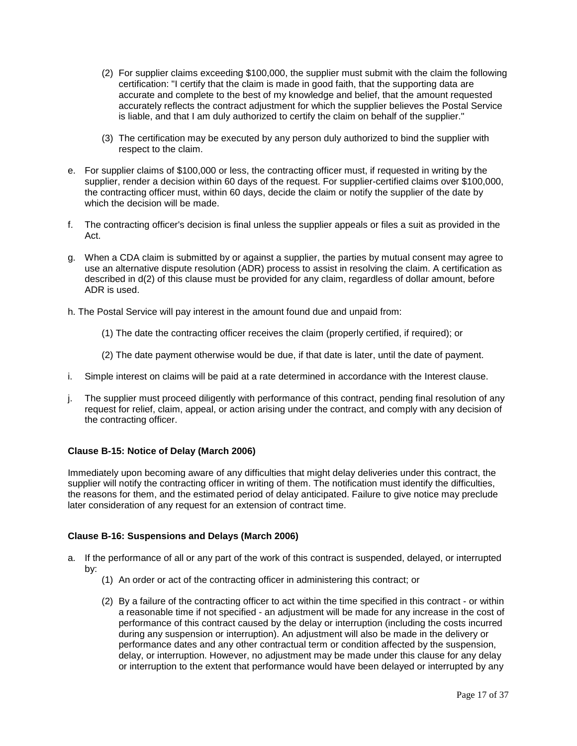(2) For supplier claims exceeding $100,000, the supplier must submit with the claim the following certification: "I certify that the claim is made in good faith, that the supporting data are accurate and complete to the best of my knowledge and belief, that the amount requested accurately reflects the contract adjustment for which the supplier believes the Postal Service is liable, and that I am duly authorized to certify the claim on behalf of the supplier."

(3) The certification may be executed by any person duly authorized to bind the supplier with respect to the claim.

e. For supplier claims of $100,000 or less, the contracting officer must, if requested in writing by the supplier, render a decision within 60 days of the request. For supplier-certified claims over $100,000, the contracting officer must, within 60 days, decide the claim or notify the supplier of the date by which the decision will be made.

f. The contracting officer's decision is final unless the supplier appeals or files a suit as provided in the Act.

g. When a CDA claim is submitted by or against a supplier, the parties by mutual consent may agree to use an alternative dispute resolution (ADR) process to assist in resolving the claim. A certification as described in d(2) of this clause must be provided for any claim, regardless of dollar amount, before ADR is used.

h. The Postal Service will pay interest in the amount found due and unpaid from:

(1) The date the contracting officer receives the claim (properly certified, if required); or

(2) The date payment otherwise would be due, if that date is later, until the date of payment.

i. Simple interest on claims will be paid at a rate determined in accordance with the Interest clause.

j. The supplier must proceed diligently with performance of this contract, pending final resolution of any request for relief, claim, appeal, or action arising under the contract, and comply with any decision of the contracting officer.

**Clause B-15: Notice of Delay (March 2006)**

Immediately upon becoming aware of any difficulties that might delay deliveries under this contract, the supplier will notify the contracting officer in writing of them. The notification must identify the difficulties, the reasons for them, and the estimated period of delay anticipated. Failure to give notice may preclude later consideration of any request for an extension of contract time.

**Clause B-16: Suspensions and Delays (March 2006)**

a. If the performance of all or any part of the work of this contract is suspended, delayed, or interrupted by:

(1) An order or act of the contracting officer in administering this contract; or

(2) By a failure of the contracting officer to act within the time specified in this contract - or within a reasonable time if not specified - an adjustment will be made for any increase in the cost of performance of this contract caused by the delay or interruption (including the costs incurred during any suspension or interruption). An adjustment will also be made in the delivery or performance dates and any other contractual term or condition affected by the suspension, delay, or interruption. However, no adjustment may be made under this clause for any delay or interruption to the extent that performance would have been delayed or interrupted by any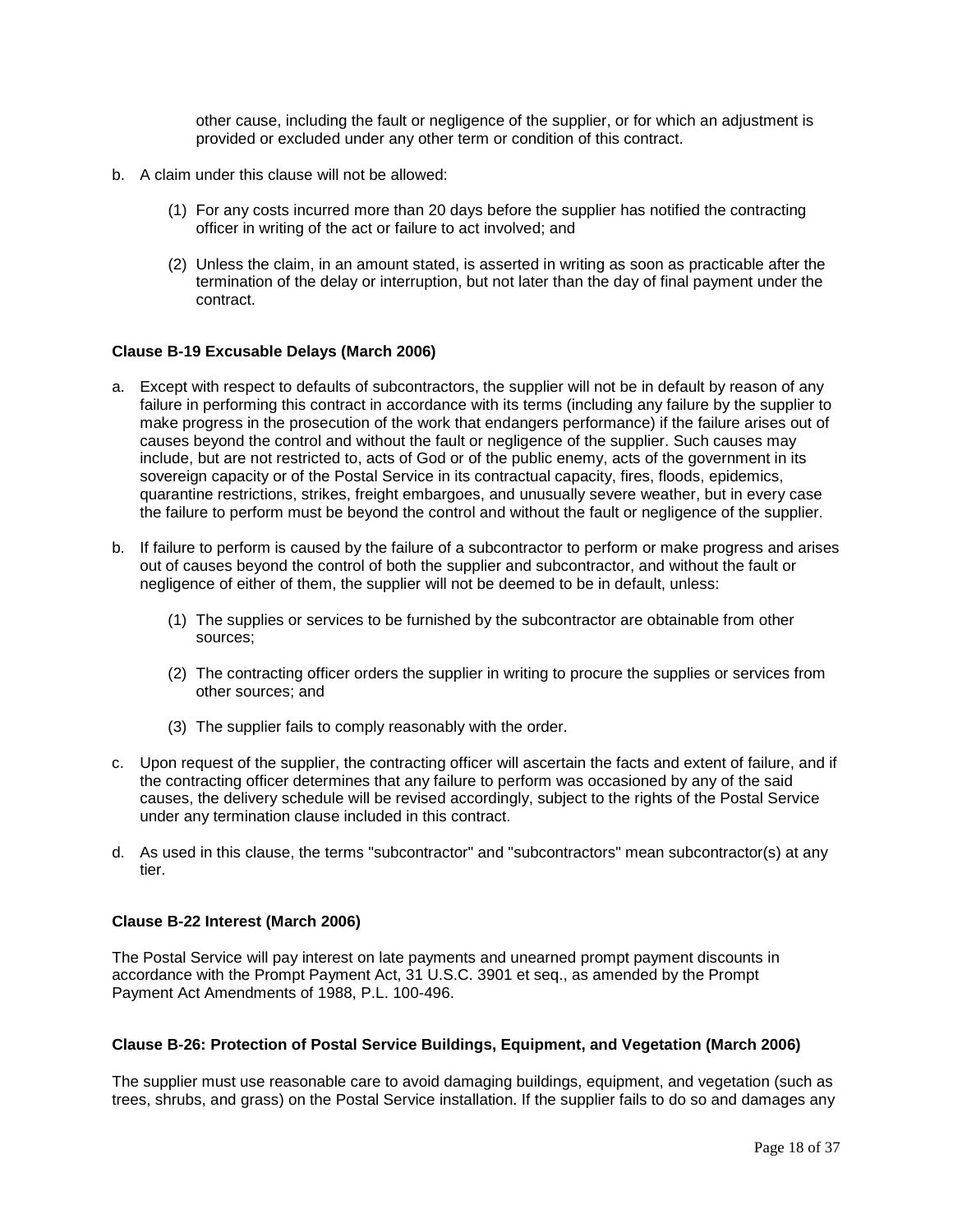other cause, including the fault or negligence of the supplier, or for which an adjustment is provided or excluded under any other term or condition of this contract.

b. A claim under this clause will not be allowed:

   (1) For any costs incurred more than 20 days before the supplier has notified the contracting officer in writing of the act or failure to act involved; and

   (2) Unless the claim, in an amount stated, is asserted in writing as soon as practicable after the termination of the delay or interruption, but not later than the day of final payment under the contract.

**Clause B-19 Excusable Delays (March 2006)**

a. Except with respect to defaults of subcontractors, the supplier will not be in default by reason of any failure in performing this contract in accordance with its terms (including any failure by the supplier to make progress in the prosecution of the work that endangers performance) if the failure arises out of causes beyond the control and without the fault or negligence of the supplier. Such causes may include, but are not restricted to, acts of God or of the public enemy, acts of the government in its sovereign capacity or of the Postal Service in its contractual capacity, fires, floods, epidemics, quarantine restrictions, strikes, freight embargoes, and unusually severe weather, but in every case the failure to perform must be beyond the control and without the fault or negligence of the supplier.

b. If failure to perform is caused by the failure of a subcontractor to perform or make progress and arises out of causes beyond the control of both the supplier and subcontractor, and without the fault or negligence of either of them, the supplier will not be deemed to be in default, unless:

   (1) The supplies or services to be furnished by the subcontractor are obtainable from other sources;

   (2) The contracting officer orders the supplier in writing to procure the supplies or services from other sources; and

   (3) The supplier fails to comply reasonably with the order.

c. Upon request of the supplier, the contracting officer will ascertain the facts and extent of failure, and if the contracting officer determines that any failure to perform was occasioned by any of the said causes, the delivery schedule will be revised accordingly, subject to the rights of the Postal Service under any termination clause included in this contract.

d. As used in this clause, the terms "subcontractor" and "subcontractors" mean subcontractor(s) at any tier.

**Clause B-22 Interest (March 2006)**

The Postal Service will pay interest on late payments and unearned prompt payment discounts in accordance with the Prompt Payment Act, 31 U.S.C. 3901 et seq., as amended by the Prompt Payment Act Amendments of 1988, P.L. 100-496.

**Clause B-26: Protection of Postal Service Buildings, Equipment, and Vegetation (March 2006)**

The supplier must use reasonable care to avoid damaging buildings, equipment, and vegetation (such as trees, shrubs, and grass) on the Postal Service installation. If the supplier fails to do so and damages any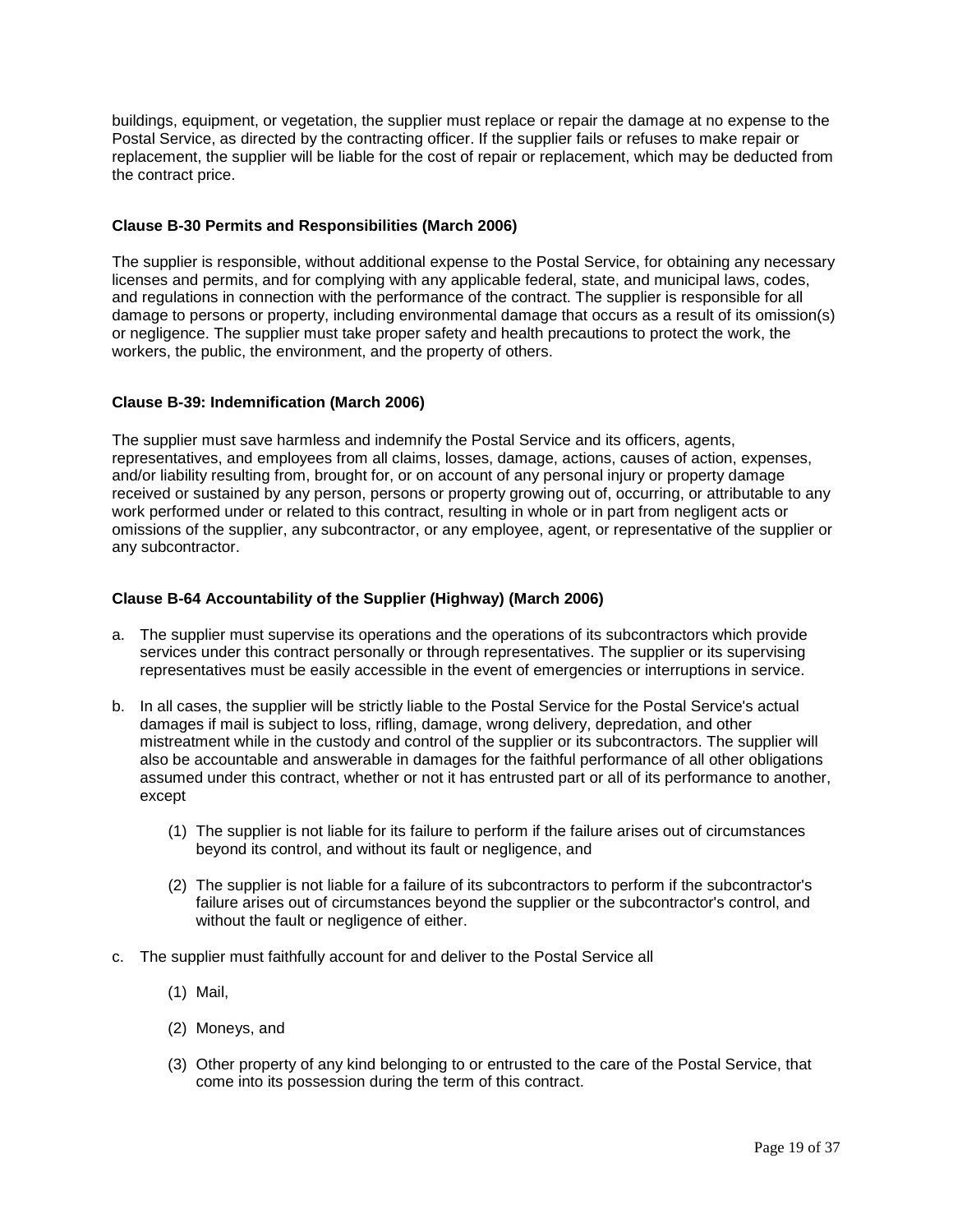buildings, equipment, or vegetation, the supplier must replace or repair the damage at no expense to the Postal Service, as directed by the contracting officer. If the supplier fails or refuses to make repair or replacement, the supplier will be liable for the cost of repair or replacement, which may be deducted from the contract price.

**Clause B-30 Permits and Responsibilities (March 2006)**

The supplier is responsible, without additional expense to the Postal Service, for obtaining any necessary licenses and permits, and for complying with any applicable federal, state, and municipal laws, codes, and regulations in connection with the performance of the contract. The supplier is responsible for all damage to persons or property, including environmental damage that occurs as a result of its omission(s) or negligence. The supplier must take proper safety and health precautions to protect the work, the workers, the public, the environment, and the property of others.

**Clause B-39: Indemnification (March 2006)**

The supplier must save harmless and indemnify the Postal Service and its officers, agents, representatives, and employees from all claims, losses, damage, actions, causes of action, expenses, and/or liability resulting from, brought for, or on account of any personal injury or property damage received or sustained by any person, persons or property growing out of, occurring, or attributable to any work performed under or related to this contract, resulting in whole or in part from negligent acts or omissions of the supplier, any subcontractor, or any employee, agent, or representative of the supplier or any subcontractor.

**Clause B-64 Accountability of the Supplier (Highway) (March 2006)**

a. The supplier must supervise its operations and the operations of its subcontractors which provide services under this contract personally or through representatives. The supplier or its supervising representatives must be easily accessible in the event of emergencies or interruptions in service.

b. In all cases, the supplier will be strictly liable to the Postal Service for the Postal Service's actual damages if mail is subject to loss, rifling, damage, wrong delivery, depredation, and other mistreatment while in the custody and control of the supplier or its subcontractors. The supplier will also be accountable and answerable in damages for the faithful performance of all other obligations assumed under this contract, whether or not it has entrusted part or all of its performance to another, except

   (1) The supplier is not liable for its failure to perform if the failure arises out of circumstances beyond its control, and without its fault or negligence, and

   (2) The supplier is not liable for a failure of its subcontractors to perform if the subcontractor's failure arises out of circumstances beyond the supplier or the subcontractor's control, and without the fault or negligence of either.

c. The supplier must faithfully account for and deliver to the Postal Service all

   (1) Mail,

   (2) Moneys, and

   (3) Other property of any kind belonging to or entrusted to the care of the Postal Service, that come into its possession during the term of this contract.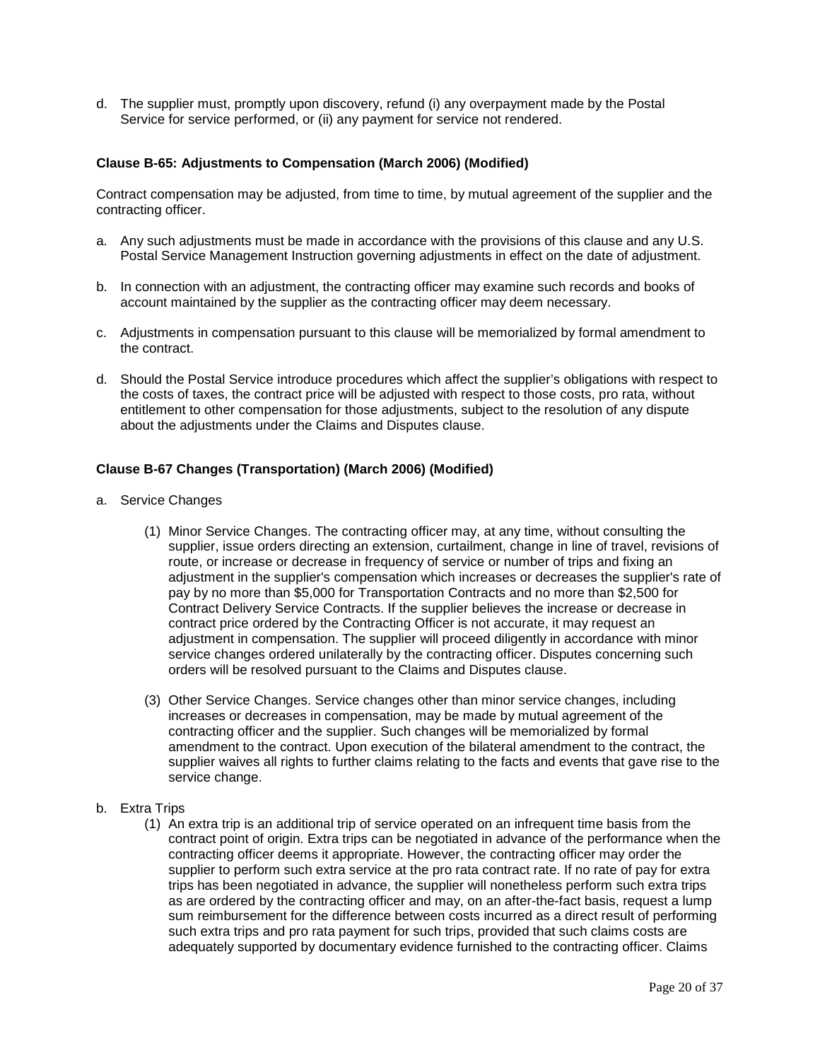d. The supplier must, promptly upon discovery, refund (i) any overpayment made by the Postal Service for service performed, or (ii) any payment for service not rendered.

**Clause B-65: Adjustments to Compensation (March 2006) (Modified)**

Contract compensation may be adjusted, from time to time, by mutual agreement of the supplier and the contracting officer.

a. Any such adjustments must be made in accordance with the provisions of this clause and any U.S. Postal Service Management Instruction governing adjustments in effect on the date of adjustment.

b. In connection with an adjustment, the contracting officer may examine such records and books of account maintained by the supplier as the contracting officer may deem necessary.

c. Adjustments in compensation pursuant to this clause will be memorialized by formal amendment to the contract.

d. Should the Postal Service introduce procedures which affect the supplier's obligations with respect to the costs of taxes, the contract price will be adjusted with respect to those costs, pro rata, without entitlement to other compensation for those adjustments, subject to the resolution of any dispute about the adjustments under the Claims and Disputes clause.

**Clause B-67 Changes (Transportation) (March 2006) (Modified)**

a. Service Changes

   (1) Minor Service Changes. The contracting officer may, at any time, without consulting the supplier, issue orders directing an extension, curtailment, change in line of travel, revisions of route, or increase or decrease in frequency of service or number of trips and fixing an adjustment in the supplier's compensation which increases or decreases the supplier's rate of pay by no more than $5,000 for Transportation Contracts and no more than $2,500 for Contract Delivery Service Contracts. If the supplier believes the increase or decrease in contract price ordered by the Contracting Officer is not accurate, it may request an adjustment in compensation. The supplier will proceed diligently in accordance with minor service changes ordered unilaterally by the contracting officer. Disputes concerning such orders will be resolved pursuant to the Claims and Disputes clause.

   (3) Other Service Changes. Service changes other than minor service changes, including increases or decreases in compensation, may be made by mutual agreement of the contracting officer and the supplier. Such changes will be memorialized by formal amendment to the contract. Upon execution of the bilateral amendment to the contract, the supplier waives all rights to further claims relating to the facts and events that gave rise to the service change.

b. Extra Trips

   (1) An extra trip is an additional trip of service operated on an infrequent time basis from the contract point of origin. Extra trips can be negotiated in advance of the performance when the contracting officer deems it appropriate. However, the contracting officer may order the supplier to perform such extra service at the pro rata contract rate. If no rate of pay for extra trips has been negotiated in advance, the supplier will nonetheless perform such extra trips as are ordered by the contracting officer and may, on an after-the-fact basis, request a lump sum reimbursement for the difference between costs incurred as a direct result of performing such extra trips and pro rata payment for such trips, provided that such claims costs are adequately supported by documentary evidence furnished to the contracting officer. Claims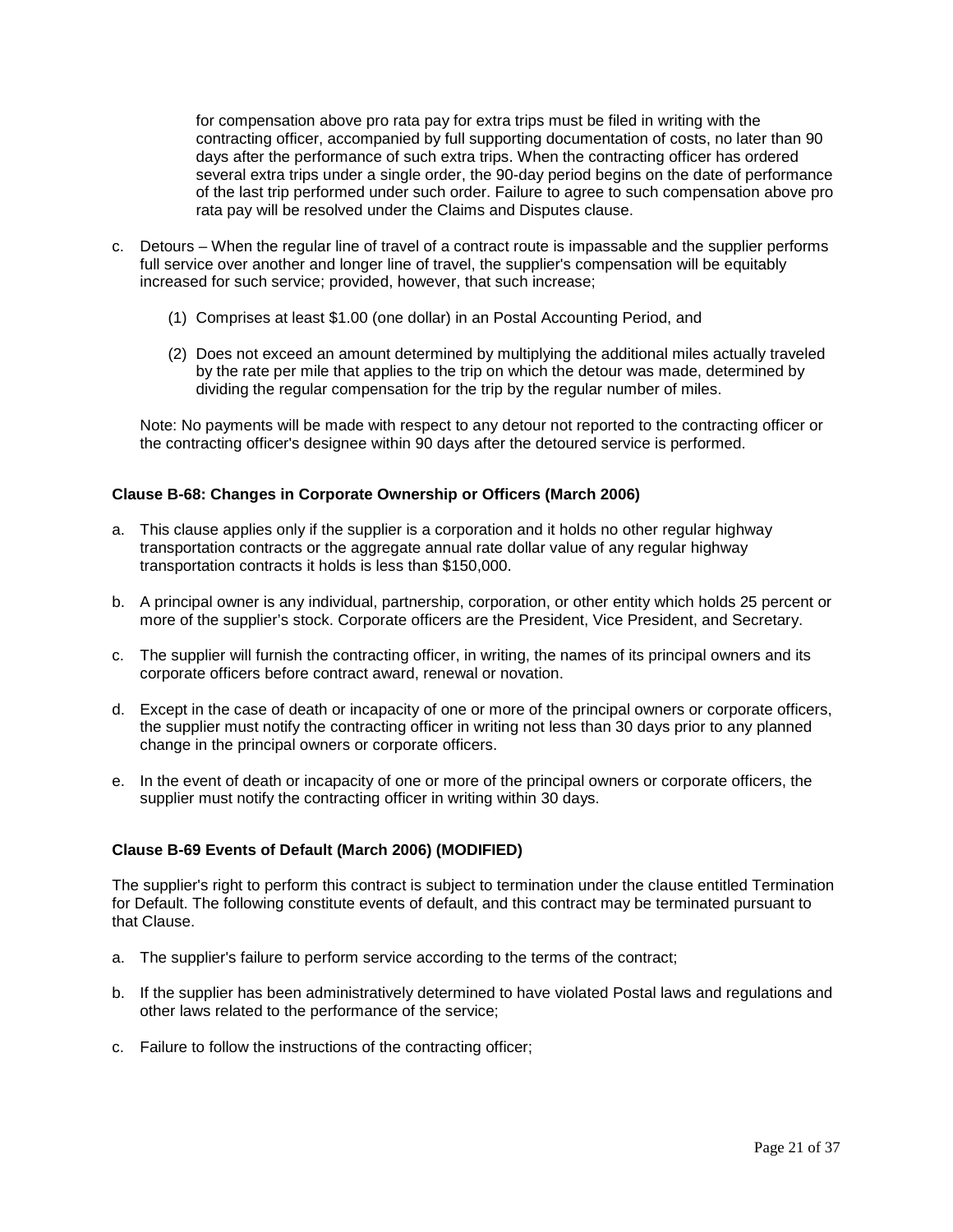for compensation above pro rata pay for extra trips must be filed in writing with the contracting officer, accompanied by full supporting documentation of costs, no later than 90 days after the performance of such extra trips. When the contracting officer has ordered several extra trips under a single order, the 90-day period begins on the date of performance of the last trip performed under such order. Failure to agree to such compensation above pro rata pay will be resolved under the Claims and Disputes clause.

c. Detours – When the regular line of travel of a contract route is impassable and the supplier performs full service over another and longer line of travel, the supplier's compensation will be equitably increased for such service; provided, however, that such increase;

   (1) Comprises at least $1.00 (one dollar) in an Postal Accounting Period, and

   (2) Does not exceed an amount determined by multiplying the additional miles actually traveled by the rate per mile that applies to the trip on which the detour was made, determined by dividing the regular compensation for the trip by the regular number of miles.

Note: No payments will be made with respect to any detour not reported to the contracting officer or the contracting officer's designee within 90 days after the detoured service is performed.

**Clause B-68: Changes in Corporate Ownership or Officers (March 2006)**

a. This clause applies only if the supplier is a corporation and it holds no other regular highway transportation contracts or the aggregate annual rate dollar value of any regular highway transportation contracts it holds is less than $150,000.

b. A principal owner is any individual, partnership, corporation, or other entity which holds 25 percent or more of the supplier's stock. Corporate officers are the President, Vice President, and Secretary.

c. The supplier will furnish the contracting officer, in writing, the names of its principal owners and its corporate officers before contract award, renewal or novation.

d. Except in the case of death or incapacity of one or more of the principal owners or corporate officers, the supplier must notify the contracting officer in writing not less than 30 days prior to any planned change in the principal owners or corporate officers.

e. In the event of death or incapacity of one or more of the principal owners or corporate officers, the supplier must notify the contracting officer in writing within 30 days.

**Clause B-69 Events of Default (March 2006) (MODIFIED)**

The supplier's right to perform this contract is subject to termination under the clause entitled Termination for Default. The following constitute events of default, and this contract may be terminated pursuant to that Clause.

a. The supplier's failure to perform service according to the terms of the contract;

b. If the supplier has been administratively determined to have violated Postal laws and regulations and other laws related to the performance of the service;

c. Failure to follow the instructions of the contracting officer;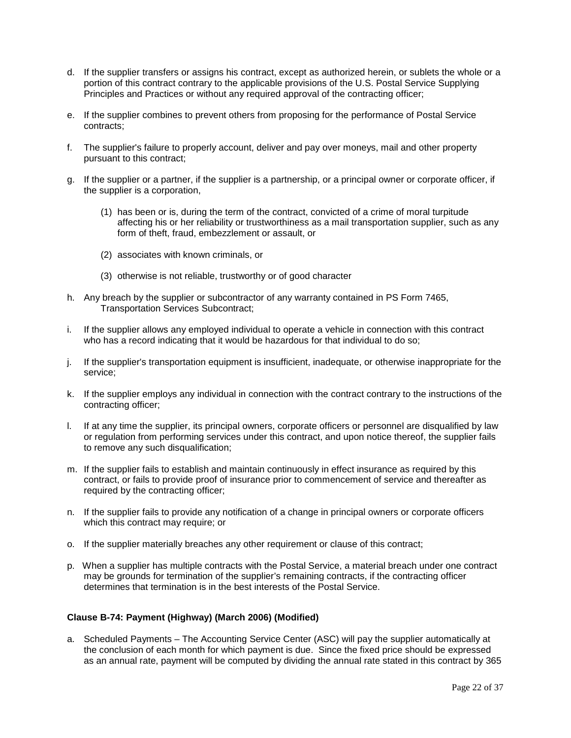d. If the supplier transfers or assigns his contract, except as authorized herein, or sublets the whole or a portion of this contract contrary to the applicable provisions of the U.S. Postal Service Supplying Principles and Practices or without any required approval of the contracting officer;

e. If the supplier combines to prevent others from proposing for the performance of Postal Service contracts;

f. The supplier's failure to properly account, deliver and pay over moneys, mail and other property pursuant to this contract;

g. If the supplier or a partner, if the supplier is a partnership, or a principal owner or corporate officer, if the supplier is a corporation,

    (1) has been or is, during the term of the contract, convicted of a crime of moral turpitude affecting his or her reliability or trustworthiness as a mail transportation supplier, such as any form of theft, fraud, embezzlement or assault, or

    (2) associates with known criminals, or

    (3) otherwise is not reliable, trustworthy or of good character

h. Any breach by the supplier or subcontractor of any warranty contained in PS Form 7465, Transportation Services Subcontract;

i. If the supplier allows any employed individual to operate a vehicle in connection with this contract who has a record indicating that it would be hazardous for that individual to do so;

j. If the supplier's transportation equipment is insufficient, inadequate, or otherwise inappropriate for the service;

k. If the supplier employs any individual in connection with the contract contrary to the instructions of the contracting officer;

l. If at any time the supplier, its principal owners, corporate officers or personnel are disqualified by law or regulation from performing services under this contract, and upon notice thereof, the supplier fails to remove any such disqualification;

m. If the supplier fails to establish and maintain continuously in effect insurance as required by this contract, or fails to provide proof of insurance prior to commencement of service and thereafter as required by the contracting officer;

n. If the supplier fails to provide any notification of a change in principal owners or corporate officers which this contract may require; or

o. If the supplier materially breaches any other requirement or clause of this contract;

p. When a supplier has multiple contracts with the Postal Service, a material breach under one contract may be grounds for termination of the supplier's remaining contracts, if the contracting officer determines that termination is in the best interests of the Postal Service.

**Clause B-74: Payment (Highway) (March 2006) (Modified)**

a. Scheduled Payments – The Accounting Service Center (ASC) will pay the supplier automatically at the conclusion of each month for which payment is due. Since the fixed price should be expressed as an annual rate, payment will be computed by dividing the annual rate stated in this contract by 365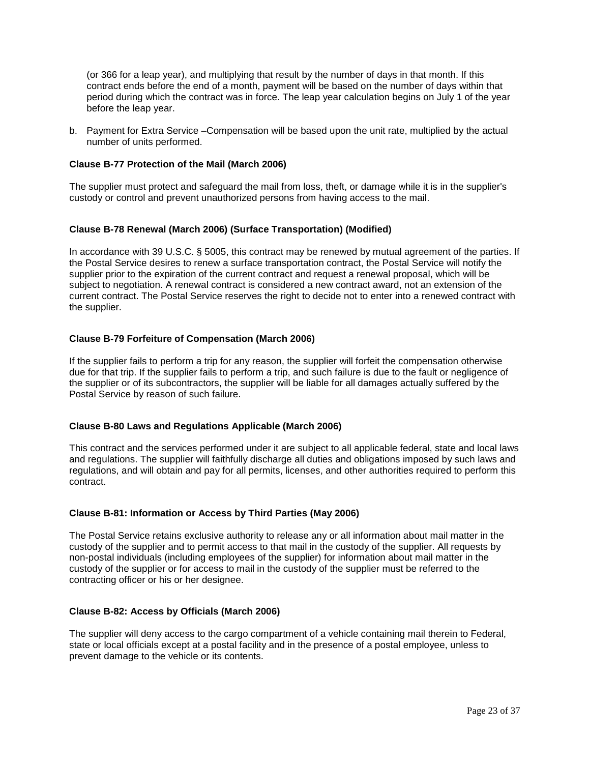(or 366 for a leap year), and multiplying that result by the number of days in that month. If this contract ends before the end of a month, payment will be based on the number of days within that period during which the contract was in force. The leap year calculation begins on July 1 of the year before the leap year.

b. Payment for Extra Service –Compensation will be based upon the unit rate, multiplied by the actual number of units performed.

**Clause B-77 Protection of the Mail (March 2006)**

The supplier must protect and safeguard the mail from loss, theft, or damage while it is in the supplier's custody or control and prevent unauthorized persons from having access to the mail.

**Clause B-78 Renewal (March 2006) (Surface Transportation) (Modified)**

In accordance with 39 U.S.C. § 5005, this contract may be renewed by mutual agreement of the parties. If the Postal Service desires to renew a surface transportation contract, the Postal Service will notify the supplier prior to the expiration of the current contract and request a renewal proposal, which will be subject to negotiation. A renewal contract is considered a new contract award, not an extension of the current contract. The Postal Service reserves the right to decide not to enter into a renewed contract with the supplier.

**Clause B-79 Forfeiture of Compensation (March 2006)**

If the supplier fails to perform a trip for any reason, the supplier will forfeit the compensation otherwise due for that trip. If the supplier fails to perform a trip, and such failure is due to the fault or negligence of the supplier or of its subcontractors, the supplier will be liable for all damages actually suffered by the Postal Service by reason of such failure.

**Clause B-80 Laws and Regulations Applicable (March 2006)**

This contract and the services performed under it are subject to all applicable federal, state and local laws and regulations. The supplier will faithfully discharge all duties and obligations imposed by such laws and regulations, and will obtain and pay for all permits, licenses, and other authorities required to perform this contract.

**Clause B-81: Information or Access by Third Parties (May 2006)**

The Postal Service retains exclusive authority to release any or all information about mail matter in the custody of the supplier and to permit access to that mail in the custody of the supplier. All requests by non-postal individuals (including employees of the supplier) for information about mail matter in the custody of the supplier or for access to mail in the custody of the supplier must be referred to the contracting officer or his or her designee.

**Clause B-82: Access by Officials (March 2006)**

The supplier will deny access to the cargo compartment of a vehicle containing mail therein to Federal, state or local officials except at a postal facility and in the presence of a postal employee, unless to prevent damage to the vehicle or its contents.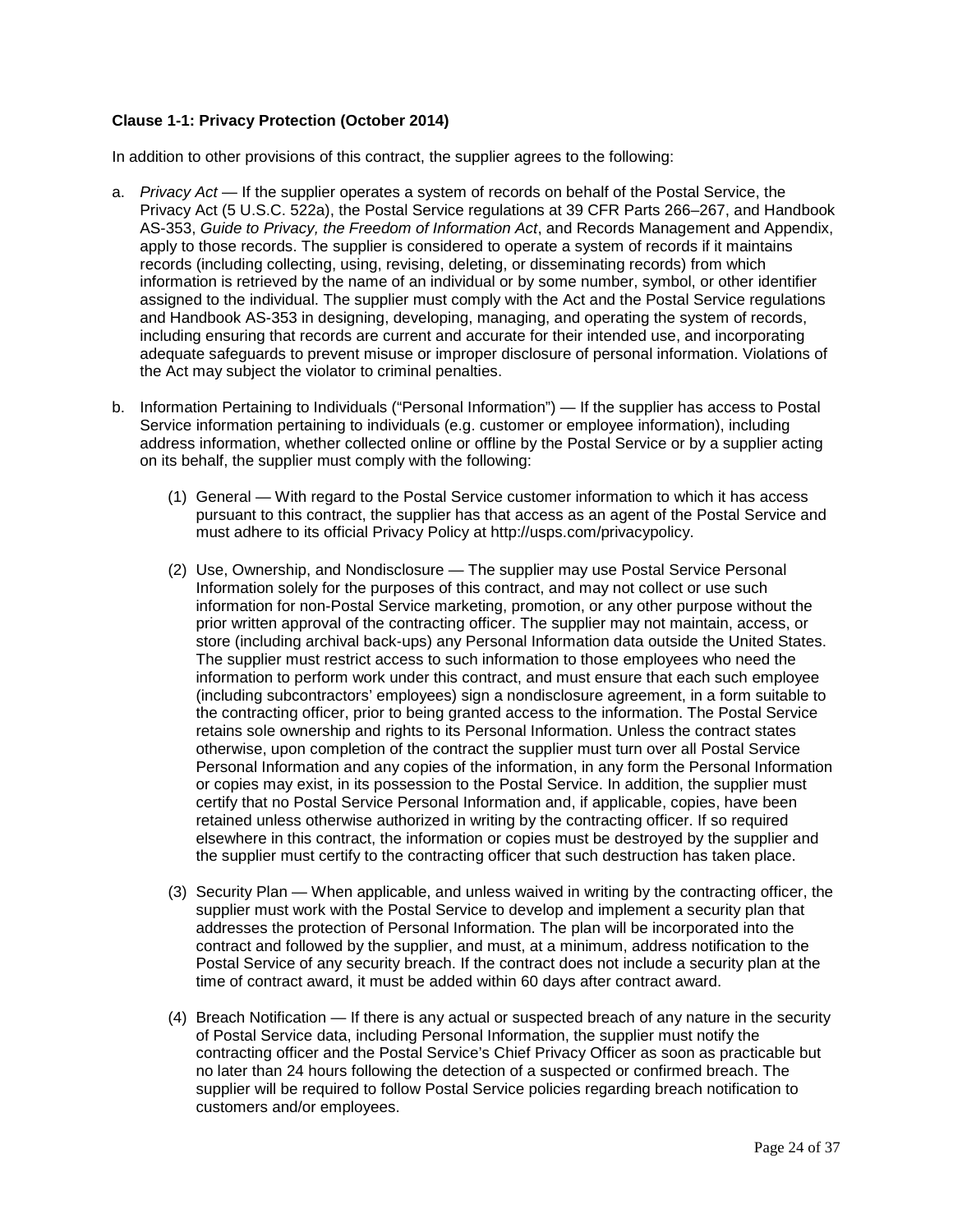**Clause 1-1: Privacy Protection (October 2014)**

In addition to other provisions of this contract, the supplier agrees to the following:

a. *Privacy Act* — If the supplier operates a system of records on behalf of the Postal Service, the Privacy Act (5 U.S.C. 522a), the Postal Service regulations at 39 CFR Parts 266–267, and Handbook AS-353, *Guide to Privacy, the Freedom of Information Act*, and Records Management and Appendix, apply to those records. The supplier is considered to operate a system of records if it maintains records (including collecting, using, revising, deleting, or disseminating records) from which information is retrieved by the name of an individual or by some number, symbol, or other identifier assigned to the individual. The supplier must comply with the Act and the Postal Service regulations and Handbook AS-353 in designing, developing, managing, and operating the system of records, including ensuring that records are current and accurate for their intended use, and incorporating adequate safeguards to prevent misuse or improper disclosure of personal information. Violations of the Act may subject the violator to criminal penalties.

b. Information Pertaining to Individuals ("Personal Information") — If the supplier has access to Postal Service information pertaining to individuals (e.g. customer or employee information), including address information, whether collected online or offline by the Postal Service or by a supplier acting on its behalf, the supplier must comply with the following:

   (1) General — With regard to the Postal Service customer information to which it has access pursuant to this contract, the supplier has that access as an agent of the Postal Service and must adhere to its official Privacy Policy at http://usps.com/privacypolicy.

   (2) Use, Ownership, and Nondisclosure — The supplier may use Postal Service Personal Information solely for the purposes of this contract, and may not collect or use such information for non-Postal Service marketing, promotion, or any other purpose without the prior written approval of the contracting officer. The supplier may not maintain, access, or store (including archival back-ups) any Personal Information data outside the United States. The supplier must restrict access to such information to those employees who need the information to perform work under this contract, and must ensure that each such employee (including subcontractors' employees) sign a nondisclosure agreement, in a form suitable to the contracting officer, prior to being granted access to the information. The Postal Service retains sole ownership and rights to its Personal Information. Unless the contract states otherwise, upon completion of the contract the supplier must turn over all Postal Service Personal Information and any copies of the information, in any form the Personal Information or copies may exist, in its possession to the Postal Service. In addition, the supplier must certify that no Postal Service Personal Information and, if applicable, copies, have been retained unless otherwise authorized in writing by the contracting officer. If so required elsewhere in this contract, the information or copies must be destroyed by the supplier and the supplier must certify to the contracting officer that such destruction has taken place.

   (3) Security Plan — When applicable, and unless waived in writing by the contracting officer, the supplier must work with the Postal Service to develop and implement a security plan that addresses the protection of Personal Information. The plan will be incorporated into the contract and followed by the supplier, and must, at a minimum, address notification to the Postal Service of any security breach. If the contract does not include a security plan at the time of contract award, it must be added within 60 days after contract award.

   (4) Breach Notification — If there is any actual or suspected breach of any nature in the security of Postal Service data, including Personal Information, the supplier must notify the contracting officer and the Postal Service's Chief Privacy Officer as soon as practicable but no later than 24 hours following the detection of a suspected or confirmed breach. The supplier will be required to follow Postal Service policies regarding breach notification to customers and/or employees.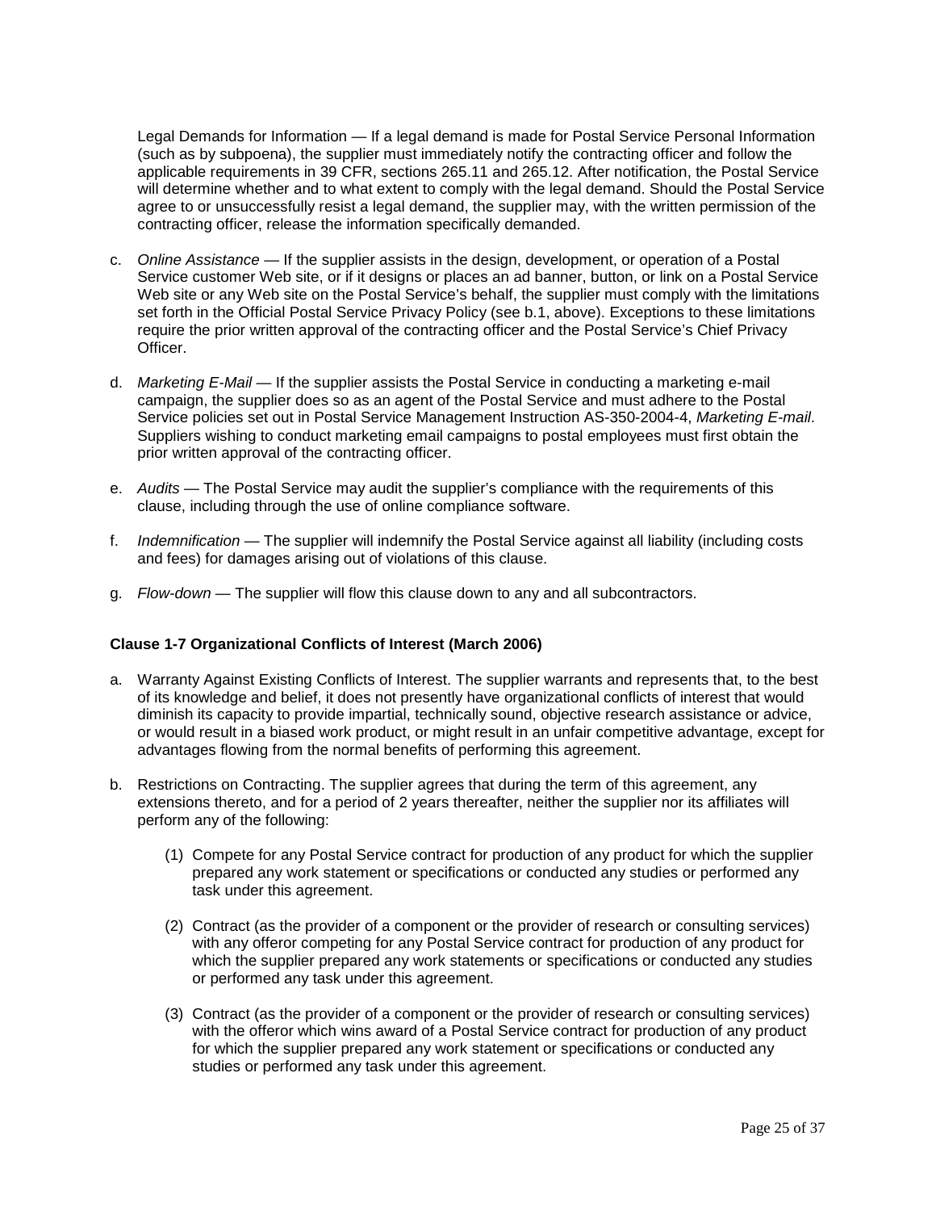Legal Demands for Information — If a legal demand is made for Postal Service Personal Information (such as by subpoena), the supplier must immediately notify the contracting officer and follow the applicable requirements in 39 CFR, sections 265.11 and 265.12. After notification, the Postal Service will determine whether and to what extent to comply with the legal demand. Should the Postal Service agree to or unsuccessfully resist a legal demand, the supplier may, with the written permission of the contracting officer, release the information specifically demanded.

c. *Online Assistance* — If the supplier assists in the design, development, or operation of a Postal Service customer Web site, or if it designs or places an ad banner, button, or link on a Postal Service Web site or any Web site on the Postal Service's behalf, the supplier must comply with the limitations set forth in the Official Postal Service Privacy Policy (see b.1, above). Exceptions to these limitations require the prior written approval of the contracting officer and the Postal Service's Chief Privacy Officer.

d. *Marketing E-Mail* — If the supplier assists the Postal Service in conducting a marketing e-mail campaign, the supplier does so as an agent of the Postal Service and must adhere to the Postal Service policies set out in Postal Service Management Instruction AS-350-2004-4, *Marketing E-mail*. Suppliers wishing to conduct marketing email campaigns to postal employees must first obtain the prior written approval of the contracting officer.

e. *Audits* — The Postal Service may audit the supplier's compliance with the requirements of this clause, including through the use of online compliance software.

f. *Indemnification* — The supplier will indemnify the Postal Service against all liability (including costs and fees) for damages arising out of violations of this clause.

g. *Flow-down* — The supplier will flow this clause down to any and all subcontractors.

**Clause 1-7 Organizational Conflicts of Interest (March 2006)**

a. Warranty Against Existing Conflicts of Interest. The supplier warrants and represents that, to the best of its knowledge and belief, it does not presently have organizational conflicts of interest that would diminish its capacity to provide impartial, technically sound, objective research assistance or advice, or would result in a biased work product, or might result in an unfair competitive advantage, except for advantages flowing from the normal benefits of performing this agreement.

b. Restrictions on Contracting. The supplier agrees that during the term of this agreement, any extensions thereto, and for a period of 2 years thereafter, neither the supplier nor its affiliates will perform any of the following:

   (1) Compete for any Postal Service contract for production of any product for which the supplier prepared any work statement or specifications or conducted any studies or performed any task under this agreement.

   (2) Contract (as the provider of a component or the provider of research or consulting services) with any offeror competing for any Postal Service contract for production of any product for which the supplier prepared any work statements or specifications or conducted any studies or performed any task under this agreement.

   (3) Contract (as the provider of a component or the provider of research or consulting services) with the offeror which wins award of a Postal Service contract for production of any product for which the supplier prepared any work statement or specifications or conducted any studies or performed any task under this agreement.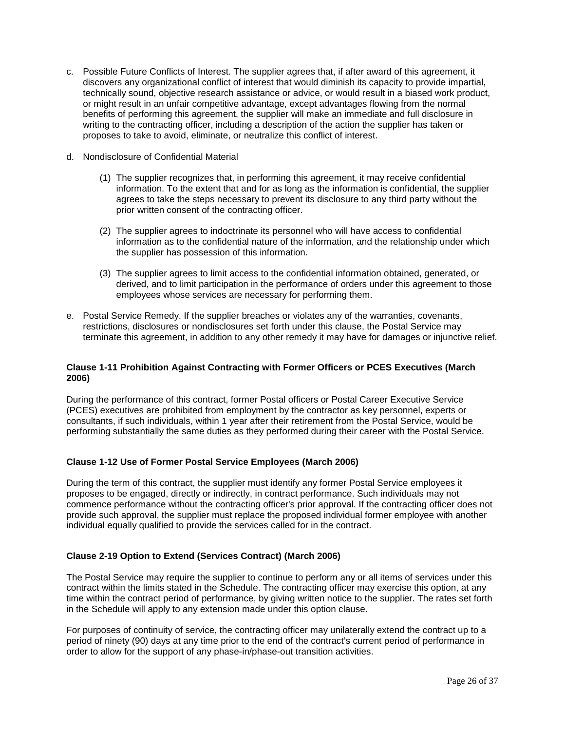c. Possible Future Conflicts of Interest. The supplier agrees that, if after award of this agreement, it discovers any organizational conflict of interest that would diminish its capacity to provide impartial, technically sound, objective research assistance or advice, or would result in a biased work product, or might result in an unfair competitive advantage, except advantages flowing from the normal benefits of performing this agreement, the supplier will make an immediate and full disclosure in writing to the contracting officer, including a description of the action the supplier has taken or proposes to take to avoid, eliminate, or neutralize this conflict of interest.

d. Nondisclosure of Confidential Material

   (1) The supplier recognizes that, in performing this agreement, it may receive confidential information. To the extent that and for as long as the information is confidential, the supplier agrees to take the steps necessary to prevent its disclosure to any third party without the prior written consent of the contracting officer.

   (2) The supplier agrees to indoctrinate its personnel who will have access to confidential information as to the confidential nature of the information, and the relationship under which the supplier has possession of this information.

   (3) The supplier agrees to limit access to the confidential information obtained, generated, or derived, and to limit participation in the performance of orders under this agreement to those employees whose services are necessary for performing them.

e. Postal Service Remedy. If the supplier breaches or violates any of the warranties, covenants, restrictions, disclosures or nondisclosures set forth under this clause, the Postal Service may terminate this agreement, in addition to any other remedy it may have for damages or injunctive relief.

**Clause 1-11 Prohibition Against Contracting with Former Officers or PCES Executives (March 2006)**

During the performance of this contract, former Postal officers or Postal Career Executive Service (PCES) executives are prohibited from employment by the contractor as key personnel, experts or consultants, if such individuals, within 1 year after their retirement from the Postal Service, would be performing substantially the same duties as they performed during their career with the Postal Service.

**Clause 1-12 Use of Former Postal Service Employees (March 2006)**

During the term of this contract, the supplier must identify any former Postal Service employees it proposes to be engaged, directly or indirectly, in contract performance. Such individuals may not commence performance without the contracting officer's prior approval. If the contracting officer does not provide such approval, the supplier must replace the proposed individual former employee with another individual equally qualified to provide the services called for in the contract.

**Clause 2-19 Option to Extend (Services Contract) (March 2006)**

The Postal Service may require the supplier to continue to perform any or all items of services under this contract within the limits stated in the Schedule. The contracting officer may exercise this option, at any time within the contract period of performance, by giving written notice to the supplier. The rates set forth in the Schedule will apply to any extension made under this option clause.

For purposes of continuity of service, the contracting officer may unilaterally extend the contract up to a period of ninety (90) days at any time prior to the end of the contract's current period of performance in order to allow for the support of any phase-in/phase-out transition activities.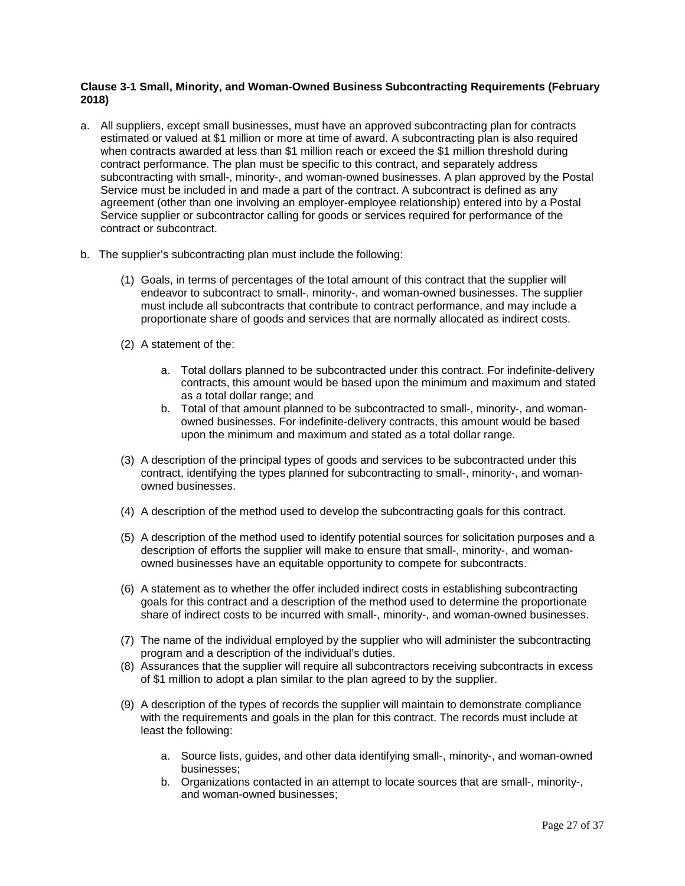**Clause 3-1 Small, Minority, and Woman-Owned Business Subcontracting Requirements (February 2018)**

a. All suppliers, except small businesses, must have an approved subcontracting plan for contracts estimated or valued at $1 million or more at time of award. A subcontracting plan is also required when contracts awarded at less than $1 million reach or exceed the $1 million threshold during contract performance. The plan must be specific to this contract, and separately address subcontracting with small-, minority-, and woman-owned businesses. A plan approved by the Postal Service must be included in and made a part of the contract. A subcontract is defined as any agreement (other than one involving an employer-employee relationship) entered into by a Postal Service supplier or subcontractor calling for goods or services required for performance of the contract or subcontract.

b. The supplier's subcontracting plan must include the following:

  (1) Goals, in terms of percentages of the total amount of this contract that the supplier will endeavor to subcontract to small-, minority-, and woman-owned businesses. The supplier must include all subcontracts that contribute to contract performance, and may include a proportionate share of goods and services that are normally allocated as indirect costs.

  (2) A statement of the:

    a. Total dollars planned to be subcontracted under this contract. For indefinite-delivery contracts, this amount would be based upon the minimum and maximum and stated as a total dollar range; and
    b. Total of that amount planned to be subcontracted to small-, minority-, and woman-owned businesses. For indefinite-delivery contracts, this amount would be based upon the minimum and maximum and stated as a total dollar range.

  (3) A description of the principal types of goods and services to be subcontracted under this contract, identifying the types planned for subcontracting to small-, minority-, and woman-owned businesses.

  (4) A description of the method used to develop the subcontracting goals for this contract.

  (5) A description of the method used to identify potential sources for solicitation purposes and a description of efforts the supplier will make to ensure that small-, minority-, and woman-owned businesses have an equitable opportunity to compete for subcontracts.

  (6) A statement as to whether the offer included indirect costs in establishing subcontracting goals for this contract and a description of the method used to determine the proportionate share of indirect costs to be incurred with small-, minority-, and woman-owned businesses.

  (7) The name of the individual employed by the supplier who will administer the subcontracting program and a description of the individual's duties.

  (8) Assurances that the supplier will require all subcontractors receiving subcontracts in excess of $1 million to adopt a plan similar to the plan agreed to by the supplier.

  (9) A description of the types of records the supplier will maintain to demonstrate compliance with the requirements and goals in the plan for this contract. The records must include at least the following:

    a. Source lists, guides, and other data identifying small-, minority-, and woman-owned businesses;
    b. Organizations contacted in an attempt to locate sources that are small-, minority-, and woman-owned businesses;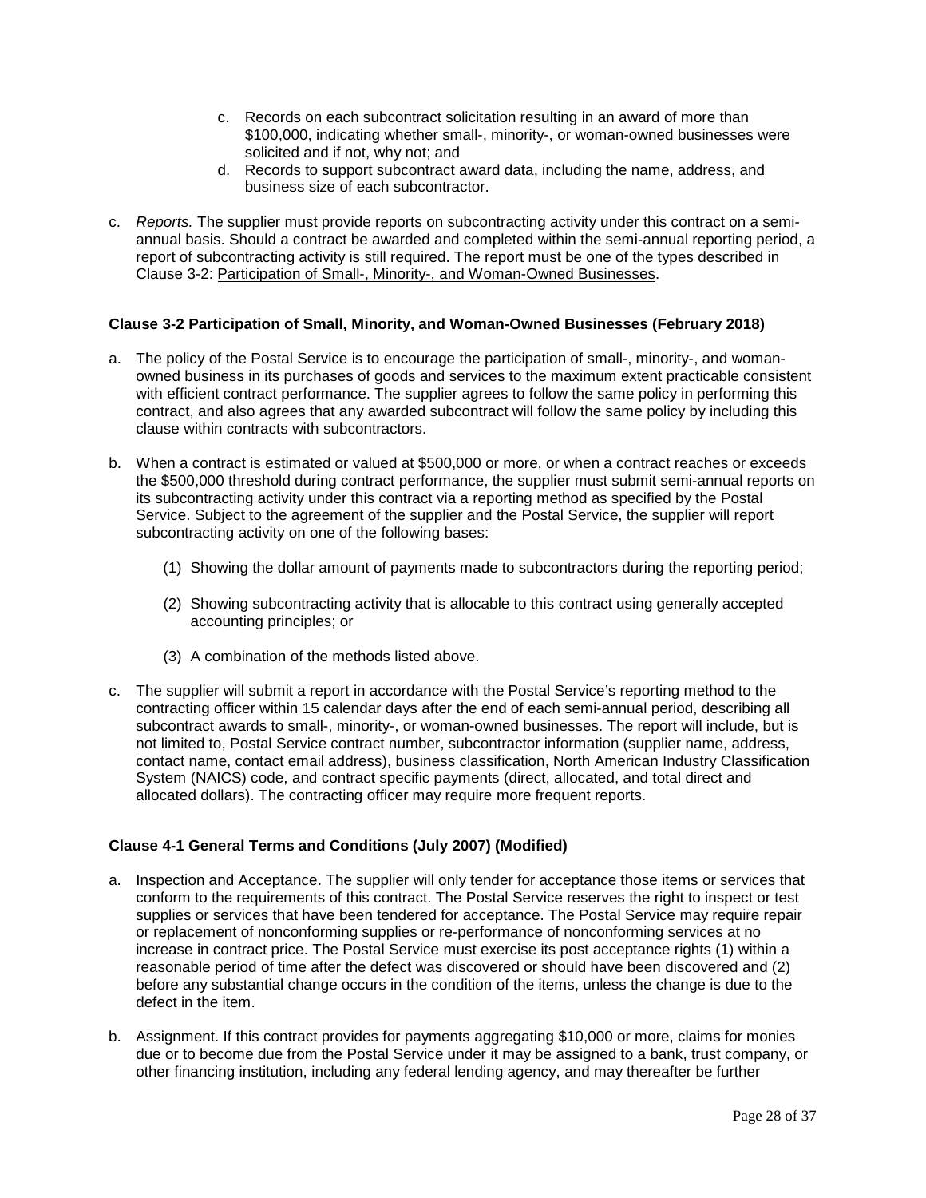c. Records on each subcontract solicitation resulting in an award of more than $100,000, indicating whether small-, minority-, or woman-owned businesses were solicited and if not, why not; and
   d. Records to support subcontract award data, including the name, address, and business size of each subcontractor.

c. *Reports.* The supplier must provide reports on subcontracting activity under this contract on a semi-annual basis. Should a contract be awarded and completed within the semi-annual reporting period, a report of subcontracting activity is still required. The report must be one of the types described in Clause 3-2: Participation of Small-, Minority-, and Woman-Owned Businesses.

**Clause 3-2 Participation of Small, Minority, and Woman-Owned Businesses (February 2018)**

a. The policy of the Postal Service is to encourage the participation of small-, minority-, and woman-owned business in its purchases of goods and services to the maximum extent practicable consistent with efficient contract performance. The supplier agrees to follow the same policy in performing this contract, and also agrees that any awarded subcontract will follow the same policy by including this clause within contracts with subcontractors.

b. When a contract is estimated or valued at $500,000 or more, or when a contract reaches or exceeds the $500,000 threshold during contract performance, the supplier must submit semi-annual reports on its subcontracting activity under this contract via a reporting method as specified by the Postal Service. Subject to the agreement of the supplier and the Postal Service, the supplier will report subcontracting activity on one of the following bases:

   (1) Showing the dollar amount of payments made to subcontractors during the reporting period;

   (2) Showing subcontracting activity that is allocable to this contract using generally accepted accounting principles; or

   (3) A combination of the methods listed above.

c. The supplier will submit a report in accordance with the Postal Service's reporting method to the contracting officer within 15 calendar days after the end of each semi-annual period, describing all subcontract awards to small-, minority-, or woman-owned businesses. The report will include, but is not limited to, Postal Service contract number, subcontractor information (supplier name, address, contact name, contact email address), business classification, North American Industry Classification System (NAICS) code, and contract specific payments (direct, allocated, and total direct and allocated dollars). The contracting officer may require more frequent reports.

**Clause 4-1 General Terms and Conditions (July 2007) (Modified)**

a. Inspection and Acceptance. The supplier will only tender for acceptance those items or services that conform to the requirements of this contract. The Postal Service reserves the right to inspect or test supplies or services that have been tendered for acceptance. The Postal Service may require repair or replacement of nonconforming supplies or re-performance of nonconforming services at no increase in contract price. The Postal Service must exercise its post acceptance rights (1) within a reasonable period of time after the defect was discovered or should have been discovered and (2) before any substantial change occurs in the condition of the items, unless the change is due to the defect in the item.

b. Assignment. If this contract provides for payments aggregating $10,000 or more, claims for monies due or to become due from the Postal Service under it may be assigned to a bank, trust company, or other financing institution, including any federal lending agency, and may thereafter be further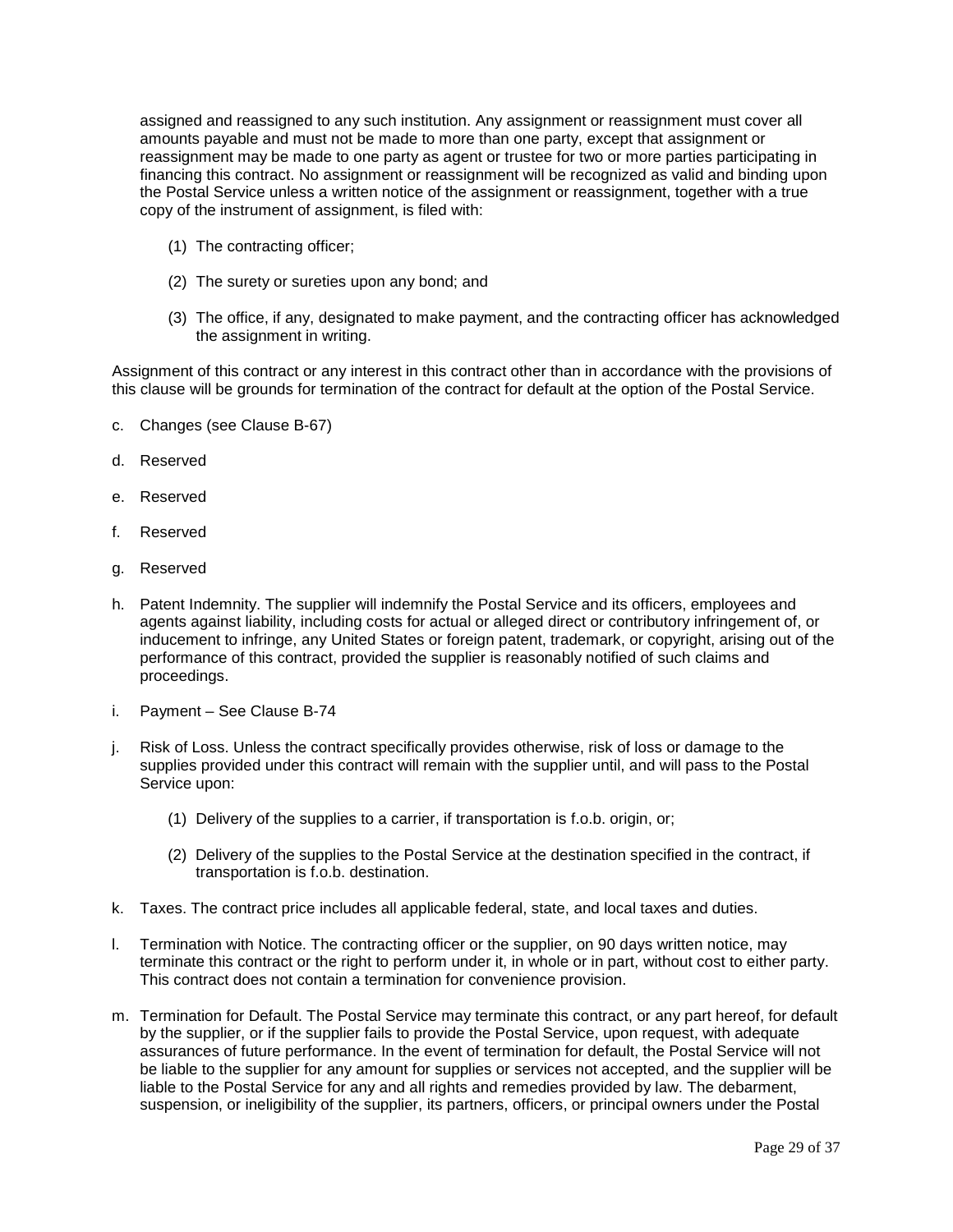assigned and reassigned to any such institution. Any assignment or reassignment must cover all amounts payable and must not be made to more than one party, except that assignment or reassignment may be made to one party as agent or trustee for two or more parties participating in financing this contract. No assignment or reassignment will be recognized as valid and binding upon the Postal Service unless a written notice of the assignment or reassignment, together with a true copy of the instrument of assignment, is filed with:

(1) The contracting officer;

(2) The surety or sureties upon any bond; and

(3) The office, if any, designated to make payment, and the contracting officer has acknowledged the assignment in writing.

Assignment of this contract or any interest in this contract other than in accordance with the provisions of this clause will be grounds for termination of the contract for default at the option of the Postal Service.

c. Changes (see Clause B-67)

d. Reserved

e. Reserved

f. Reserved

g. Reserved

h. Patent Indemnity. The supplier will indemnify the Postal Service and its officers, employees and agents against liability, including costs for actual or alleged direct or contributory infringement of, or inducement to infringe, any United States or foreign patent, trademark, or copyright, arising out of the performance of this contract, provided the supplier is reasonably notified of such claims and proceedings.

i. Payment – See Clause B-74

j. Risk of Loss. Unless the contract specifically provides otherwise, risk of loss or damage to the supplies provided under this contract will remain with the supplier until, and will pass to the Postal Service upon:

(1) Delivery of the supplies to a carrier, if transportation is f.o.b. origin, or;

(2) Delivery of the supplies to the Postal Service at the destination specified in the contract, if transportation is f.o.b. destination.

k. Taxes. The contract price includes all applicable federal, state, and local taxes and duties.

l. Termination with Notice. The contracting officer or the supplier, on 90 days written notice, may terminate this contract or the right to perform under it, in whole or in part, without cost to either party. This contract does not contain a termination for convenience provision.

m. Termination for Default. The Postal Service may terminate this contract, or any part hereof, for default by the supplier, or if the supplier fails to provide the Postal Service, upon request, with adequate assurances of future performance. In the event of termination for default, the Postal Service will not be liable to the supplier for any amount for supplies or services not accepted, and the supplier will be liable to the Postal Service for any and all rights and remedies provided by law. The debarment, suspension, or ineligibility of the supplier, its partners, officers, or principal owners under the Postal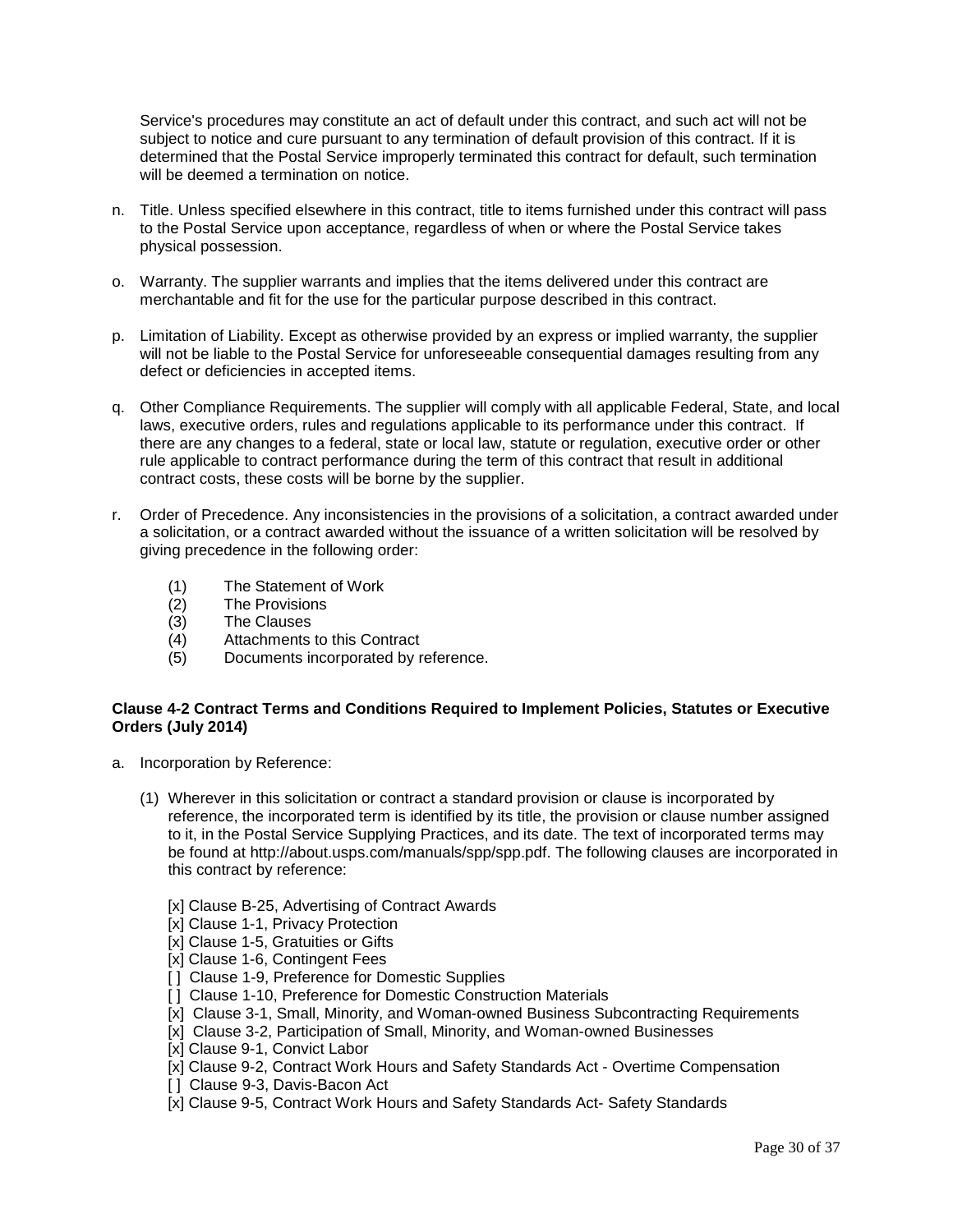Service's procedures may constitute an act of default under this contract, and such act will not be subject to notice and cure pursuant to any termination of default provision of this contract. If it is determined that the Postal Service improperly terminated this contract for default, such termination will be deemed a termination on notice.

n. Title. Unless specified elsewhere in this contract, title to items furnished under this contract will pass to the Postal Service upon acceptance, regardless of when or where the Postal Service takes physical possession.

o. Warranty. The supplier warrants and implies that the items delivered under this contract are merchantable and fit for the use for the particular purpose described in this contract.

p. Limitation of Liability. Except as otherwise provided by an express or implied warranty, the supplier will not be liable to the Postal Service for unforeseeable consequential damages resulting from any defect or deficiencies in accepted items.

q. Other Compliance Requirements. The supplier will comply with all applicable Federal, State, and local laws, executive orders, rules and regulations applicable to its performance under this contract. If there are any changes to a federal, state or local law, statute or regulation, executive order or other rule applicable to contract performance during the term of this contract that result in additional contract costs, these costs will be borne by the supplier.

r. Order of Precedence. Any inconsistencies in the provisions of a solicitation, a contract awarded under a solicitation, or a contract awarded without the issuance of a written solicitation will be resolved by giving precedence in the following order:

   (1) The Statement of Work
   (2) The Provisions
   (3) The Clauses
   (4) Attachments to this Contract
   (5) Documents incorporated by reference.

**Clause 4-2 Contract Terms and Conditions Required to Implement Policies, Statutes or Executive Orders (July 2014)**

a. Incorporation by Reference:

   (1) Wherever in this solicitation or contract a standard provision or clause is incorporated by reference, the incorporated term is identified by its title, the provision or clause number assigned to it, in the Postal Service Supplying Practices, and its date. The text of incorporated terms may be found at http://about.usps.com/manuals/spp/spp.pdf. The following clauses are incorporated in this contract by reference:

   [x] Clause B-25, Advertising of Contract Awards
   [x] Clause 1-1, Privacy Protection
   [x] Clause 1-5, Gratuities or Gifts
   [x] Clause 1-6, Contingent Fees
   [ ] Clause 1-9, Preference for Domestic Supplies
   [ ] Clause 1-10, Preference for Domestic Construction Materials
   [x] Clause 3-1, Small, Minority, and Woman-owned Business Subcontracting Requirements
   [x] Clause 3-2, Participation of Small, Minority, and Woman-owned Businesses
   [x] Clause 9-1, Convict Labor
   [x] Clause 9-2, Contract Work Hours and Safety Standards Act - Overtime Compensation
   [ ] Clause 9-3, Davis-Bacon Act
   [x] Clause 9-5, Contract Work Hours and Safety Standards Act- Safety Standards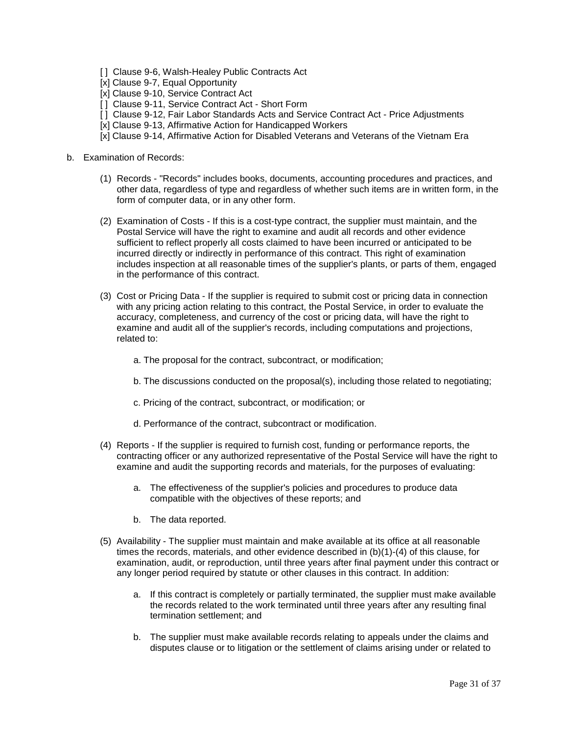[ ] Clause 9-6, Walsh-Healey Public Contracts Act
[x] Clause 9-7, Equal Opportunity
[x] Clause 9-10, Service Contract Act
[ ] Clause 9-11, Service Contract Act - Short Form
[ ] Clause 9-12, Fair Labor Standards Acts and Service Contract Act - Price Adjustments
[x] Clause 9-13, Affirmative Action for Handicapped Workers
[x] Clause 9-14, Affirmative Action for Disabled Veterans and Veterans of the Vietnam Era

b. Examination of Records:

(1) Records - "Records" includes books, documents, accounting procedures and practices, and other data, regardless of type and regardless of whether such items are in written form, in the form of computer data, or in any other form.

(2) Examination of Costs - If this is a cost-type contract, the supplier must maintain, and the Postal Service will have the right to examine and audit all records and other evidence sufficient to reflect properly all costs claimed to have been incurred or anticipated to be incurred directly or indirectly in performance of this contract. This right of examination includes inspection at all reasonable times of the supplier's plants, or parts of them, engaged in the performance of this contract.

(3) Cost or Pricing Data - If the supplier is required to submit cost or pricing data in connection with any pricing action relating to this contract, the Postal Service, in order to evaluate the accuracy, completeness, and currency of the cost or pricing data, will have the right to examine and audit all of the supplier's records, including computations and projections, related to:

a. The proposal for the contract, subcontract, or modification;

b. The discussions conducted on the proposal(s), including those related to negotiating;

c. Pricing of the contract, subcontract, or modification; or

d. Performance of the contract, subcontract or modification.

(4) Reports - If the supplier is required to furnish cost, funding or performance reports, the contracting officer or any authorized representative of the Postal Service will have the right to examine and audit the supporting records and materials, for the purposes of evaluating:

a. The effectiveness of the supplier's policies and procedures to produce data compatible with the objectives of these reports; and

b. The data reported.

(5) Availability - The supplier must maintain and make available at its office at all reasonable times the records, materials, and other evidence described in (b)(1)-(4) of this clause, for examination, audit, or reproduction, until three years after final payment under this contract or any longer period required by statute or other clauses in this contract. In addition:

a. If this contract is completely or partially terminated, the supplier must make available the records related to the work terminated until three years after any resulting final termination settlement; and

b. The supplier must make available records relating to appeals under the claims and disputes clause or to litigation or the settlement of claims arising under or related to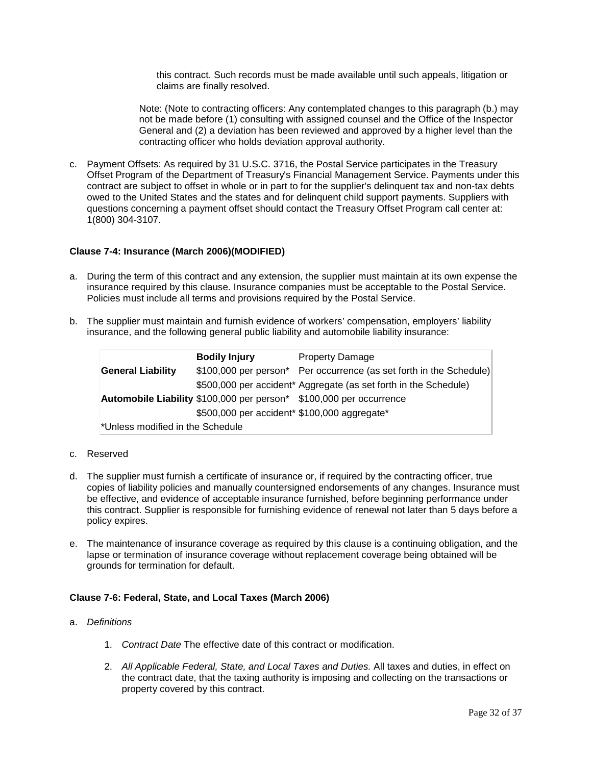this contract. Such records must be made available until such appeals, litigation or claims are finally resolved.

Note: (Note to contracting officers: Any contemplated changes to this paragraph (b.) may not be made before (1) consulting with assigned counsel and the Office of the Inspector General and (2) a deviation has been reviewed and approved by a higher level than the contracting officer who holds deviation approval authority.

c. Payment Offsets: As required by 31 U.S.C. 3716, the Postal Service participates in the Treasury Offset Program of the Department of Treasury's Financial Management Service. Payments under this contract are subject to offset in whole or in part to for the supplier's delinquent tax and non-tax debts owed to the United States and the states and for delinquent child support payments. Suppliers with questions concerning a payment offset should contact the Treasury Offset Program call center at: 1(800) 304-3107.

### Clause 7-4: Insurance (March 2006)(MODIFIED)

a. During the term of this contract and any extension, the supplier must maintain at its own expense the insurance required by this clause. Insurance companies must be acceptable to the Postal Service. Policies must include all terms and provisions required by the Postal Service.

b. The supplier must maintain and furnish evidence of workers' compensation, employers' liability insurance, and the following general public liability and automobile liability insurance:

| | **Bodily Injury** | Property Damage |
|---|---|---|
| **General Liability** | $100,000 per person* | Per occurrence (as set forth in the Schedule) |
| | $500,000 per accident* | Aggregate (as set forth in the Schedule) |
| **Automobile Liability** | $100,000 per person* | $100,000 per occurrence |
| | $500,000 per accident* | $100,000 aggregate* |
| *Unless modified in the Schedule | | |

c. Reserved

d. The supplier must furnish a certificate of insurance or, if required by the contracting officer, true copies of liability policies and manually countersigned endorsements of any changes. Insurance must be effective, and evidence of acceptable insurance furnished, before beginning performance under this contract. Supplier is responsible for furnishing evidence of renewal not later than 5 days before a policy expires.

e. The maintenance of insurance coverage as required by this clause is a continuing obligation, and the lapse or termination of insurance coverage without replacement coverage being obtained will be grounds for termination for default.

### Clause 7-6: Federal, State, and Local Taxes (March 2006)

a. *Definitions*

   1. *Contract Date* The effective date of this contract or modification.

   2. *All Applicable Federal, State, and Local Taxes and Duties.* All taxes and duties, in effect on the contract date, that the taxing authority is imposing and collecting on the transactions or property covered by this contract.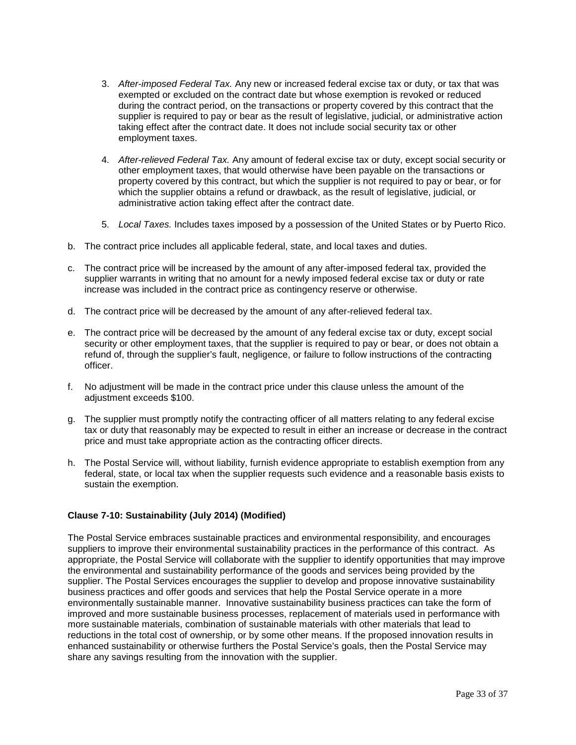3. *After-imposed Federal Tax.* Any new or increased federal excise tax or duty, or tax that was exempted or excluded on the contract date but whose exemption is revoked or reduced during the contract period, on the transactions or property covered by this contract that the supplier is required to pay or bear as the result of legislative, judicial, or administrative action taking effect after the contract date. It does not include social security tax or other employment taxes.

4. *After-relieved Federal Tax.* Any amount of federal excise tax or duty, except social security or other employment taxes, that would otherwise have been payable on the transactions or property covered by this contract, but which the supplier is not required to pay or bear, or for which the supplier obtains a refund or drawback, as the result of legislative, judicial, or administrative action taking effect after the contract date.

5. *Local Taxes.* Includes taxes imposed by a possession of the United States or by Puerto Rico.

b. The contract price includes all applicable federal, state, and local taxes and duties.

c. The contract price will be increased by the amount of any after-imposed federal tax, provided the supplier warrants in writing that no amount for a newly imposed federal excise tax or duty or rate increase was included in the contract price as contingency reserve or otherwise.

d. The contract price will be decreased by the amount of any after-relieved federal tax.

e. The contract price will be decreased by the amount of any federal excise tax or duty, except social security or other employment taxes, that the supplier is required to pay or bear, or does not obtain a refund of, through the supplier's fault, negligence, or failure to follow instructions of the contracting officer.

f. No adjustment will be made in the contract price under this clause unless the amount of the adjustment exceeds $100.

g. The supplier must promptly notify the contracting officer of all matters relating to any federal excise tax or duty that reasonably may be expected to result in either an increase or decrease in the contract price and must take appropriate action as the contracting officer directs.

h. The Postal Service will, without liability, furnish evidence appropriate to establish exemption from any federal, state, or local tax when the supplier requests such evidence and a reasonable basis exists to sustain the exemption.

**Clause 7-10: Sustainability (July 2014) (Modified)**

The Postal Service embraces sustainable practices and environmental responsibility, and encourages suppliers to improve their environmental sustainability practices in the performance of this contract. As appropriate, the Postal Service will collaborate with the supplier to identify opportunities that may improve the environmental and sustainability performance of the goods and services being provided by the supplier. The Postal Services encourages the supplier to develop and propose innovative sustainability business practices and offer goods and services that help the Postal Service operate in a more environmentally sustainable manner. Innovative sustainability business practices can take the form of improved and more sustainable business processes, replacement of materials used in performance with more sustainable materials, combination of sustainable materials with other materials that lead to reductions in the total cost of ownership, or by some other means. If the proposed innovation results in enhanced sustainability or otherwise furthers the Postal Service's goals, then the Postal Service may share any savings resulting from the innovation with the supplier.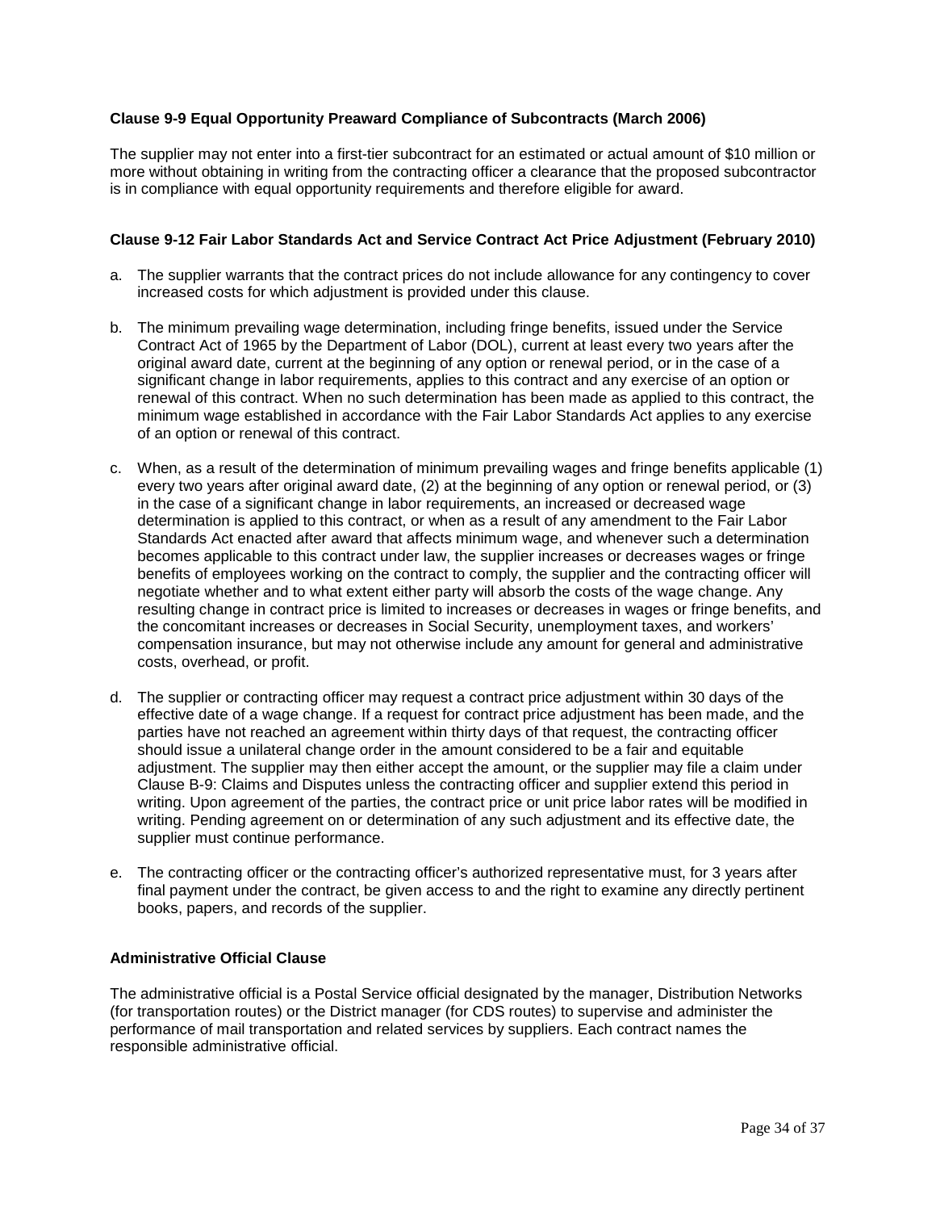### Clause 9-9 Equal Opportunity Preaward Compliance of Subcontracts (March 2006)

The supplier may not enter into a first-tier subcontract for an estimated or actual amount of $10 million or more without obtaining in writing from the contracting officer a clearance that the proposed subcontractor is in compliance with equal opportunity requirements and therefore eligible for award.

### Clause 9-12 Fair Labor Standards Act and Service Contract Act Price Adjustment (February 2010)

a. The supplier warrants that the contract prices do not include allowance for any contingency to cover increased costs for which adjustment is provided under this clause.

b. The minimum prevailing wage determination, including fringe benefits, issued under the Service Contract Act of 1965 by the Department of Labor (DOL), current at least every two years after the original award date, current at the beginning of any option or renewal period, or in the case of a significant change in labor requirements, applies to this contract and any exercise of an option or renewal of this contract. When no such determination has been made as applied to this contract, the minimum wage established in accordance with the Fair Labor Standards Act applies to any exercise of an option or renewal of this contract.

c. When, as a result of the determination of minimum prevailing wages and fringe benefits applicable (1) every two years after original award date, (2) at the beginning of any option or renewal period, or (3) in the case of a significant change in labor requirements, an increased or decreased wage determination is applied to this contract, or when as a result of any amendment to the Fair Labor Standards Act enacted after award that affects minimum wage, and whenever such a determination becomes applicable to this contract under law, the supplier increases or decreases wages or fringe benefits of employees working on the contract to comply, the supplier and the contracting officer will negotiate whether and to what extent either party will absorb the costs of the wage change. Any resulting change in contract price is limited to increases or decreases in wages or fringe benefits, and the concomitant increases or decreases in Social Security, unemployment taxes, and workers' compensation insurance, but may not otherwise include any amount for general and administrative costs, overhead, or profit.

d. The supplier or contracting officer may request a contract price adjustment within 30 days of the effective date of a wage change. If a request for contract price adjustment has been made, and the parties have not reached an agreement within thirty days of that request, the contracting officer should issue a unilateral change order in the amount considered to be a fair and equitable adjustment. The supplier may then either accept the amount, or the supplier may file a claim under Clause B-9: Claims and Disputes unless the contracting officer and supplier extend this period in writing. Upon agreement of the parties, the contract price or unit price labor rates will be modified in writing. Pending agreement on or determination of any such adjustment and its effective date, the supplier must continue performance.

e. The contracting officer or the contracting officer's authorized representative must, for 3 years after final payment under the contract, be given access to and the right to examine any directly pertinent books, papers, and records of the supplier.

### Administrative Official Clause

The administrative official is a Postal Service official designated by the manager, Distribution Networks (for transportation routes) or the District manager (for CDS routes) to supervise and administer the performance of mail transportation and related services by suppliers. Each contract names the responsible administrative official.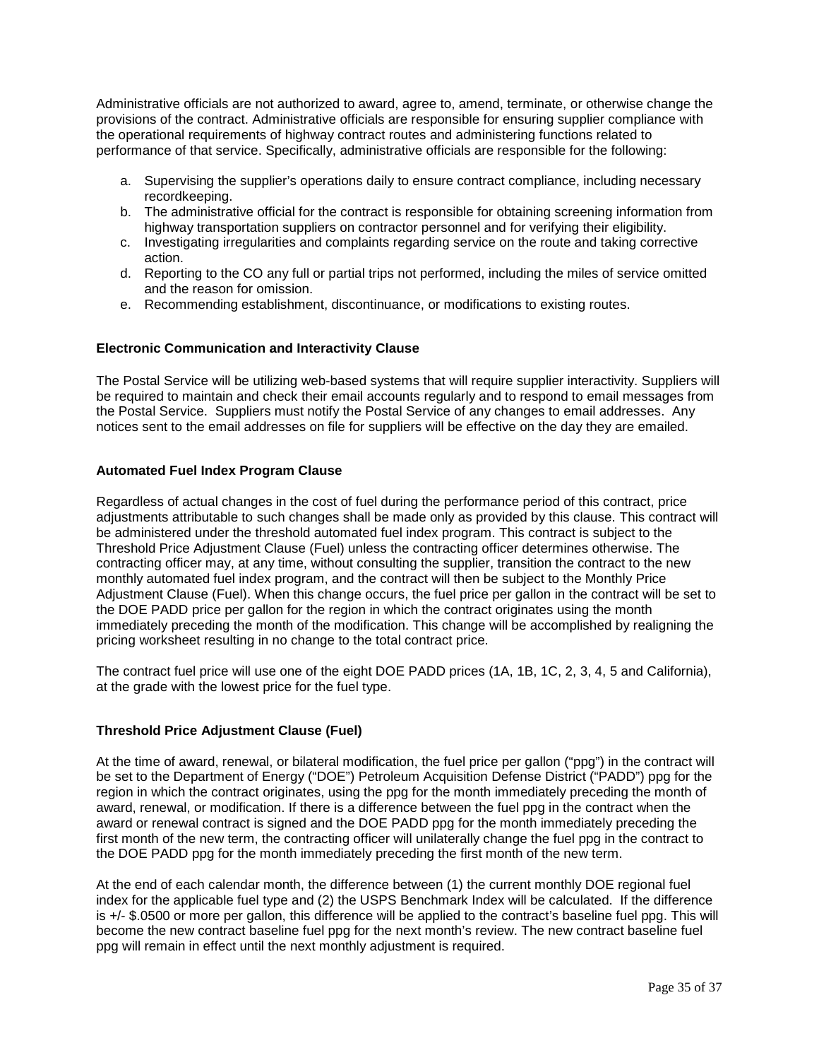Administrative officials are not authorized to award, agree to, amend, terminate, or otherwise change the provisions of the contract. Administrative officials are responsible for ensuring supplier compliance with the operational requirements of highway contract routes and administering functions related to performance of that service. Specifically, administrative officials are responsible for the following:

a. Supervising the supplier's operations daily to ensure contract compliance, including necessary recordkeeping.
b. The administrative official for the contract is responsible for obtaining screening information from highway transportation suppliers on contractor personnel and for verifying their eligibility.
c. Investigating irregularities and complaints regarding service on the route and taking corrective action.
d. Reporting to the CO any full or partial trips not performed, including the miles of service omitted and the reason for omission.
e. Recommending establishment, discontinuance, or modifications to existing routes.

**Electronic Communication and Interactivity Clause**

The Postal Service will be utilizing web-based systems that will require supplier interactivity. Suppliers will be required to maintain and check their email accounts regularly and to respond to email messages from the Postal Service. Suppliers must notify the Postal Service of any changes to email addresses. Any notices sent to the email addresses on file for suppliers will be effective on the day they are emailed.

**Automated Fuel Index Program Clause**

Regardless of actual changes in the cost of fuel during the performance period of this contract, price adjustments attributable to such changes shall be made only as provided by this clause. This contract will be administered under the threshold automated fuel index program. This contract is subject to the Threshold Price Adjustment Clause (Fuel) unless the contracting officer determines otherwise. The contracting officer may, at any time, without consulting the supplier, transition the contract to the new monthly automated fuel index program, and the contract will then be subject to the Monthly Price Adjustment Clause (Fuel). When this change occurs, the fuel price per gallon in the contract will be set to the DOE PADD price per gallon for the region in which the contract originates using the month immediately preceding the month of the modification. This change will be accomplished by realigning the pricing worksheet resulting in no change to the total contract price.

The contract fuel price will use one of the eight DOE PADD prices (1A, 1B, 1C, 2, 3, 4, 5 and California), at the grade with the lowest price for the fuel type.

**Threshold Price Adjustment Clause (Fuel)**

At the time of award, renewal, or bilateral modification, the fuel price per gallon ("ppg") in the contract will be set to the Department of Energy ("DOE") Petroleum Acquisition Defense District ("PADD") ppg for the region in which the contract originates, using the ppg for the month immediately preceding the month of award, renewal, or modification. If there is a difference between the fuel ppg in the contract when the award or renewal contract is signed and the DOE PADD ppg for the month immediately preceding the first month of the new term, the contracting officer will unilaterally change the fuel ppg in the contract to the DOE PADD ppg for the month immediately preceding the first month of the new term.

At the end of each calendar month, the difference between (1) the current monthly DOE regional fuel index for the applicable fuel type and (2) the USPS Benchmark Index will be calculated. If the difference is +/- $.0500 or more per gallon, this difference will be applied to the contract's baseline fuel ppg. This will become the new contract baseline fuel ppg for the next month's review. The new contract baseline fuel ppg will remain in effect until the next monthly adjustment is required.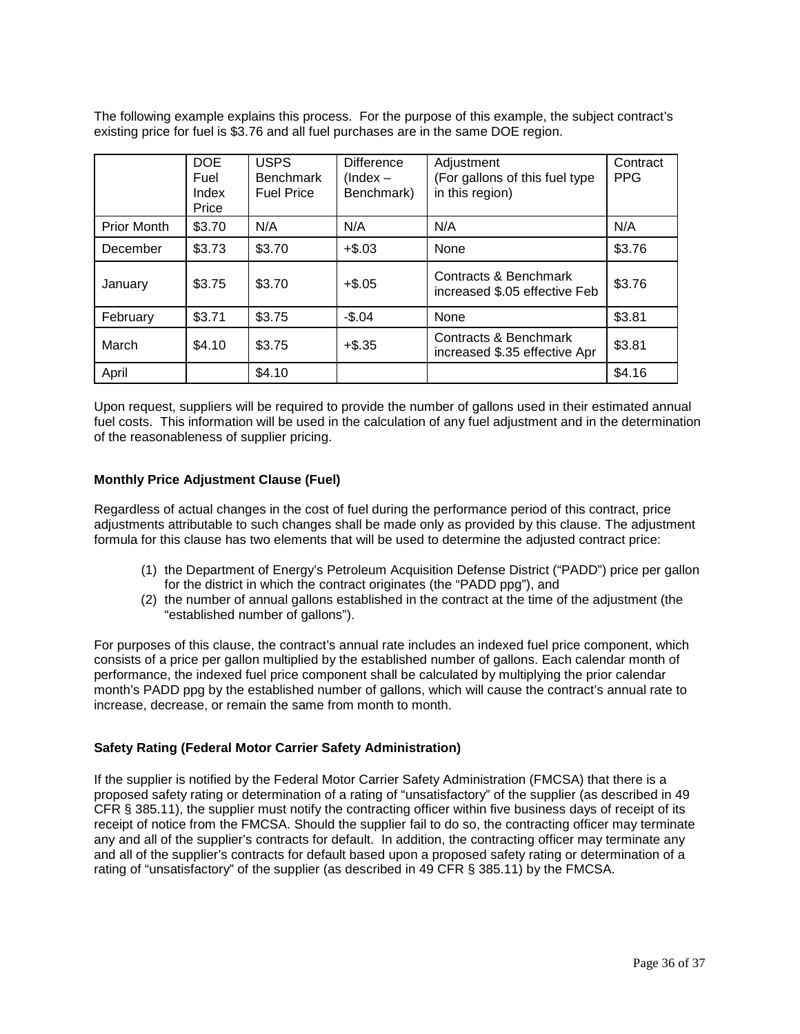The following example explains this process. For the purpose of this example, the subject contract's existing price for fuel is $3.76 and all fuel purchases are in the same DOE region.

| | DOE Fuel Index Price | USPS Benchmark Fuel Price | Difference (Index – Benchmark) | Adjustment (For gallons of this fuel type in this region) | Contract PPG |
|---|---|---|---|---|---|
| Prior Month | $3.70 | N/A | N/A | N/A | N/A |
| December | $3.73 | $3.70 | +$.03 | None | $3.76 |
| January | $3.75 | $3.70 | +$.05 | Contracts & Benchmark increased $.05 effective Feb | $3.76 |
| February | $3.71 | $3.75 | -$.04 | None | $3.81 |
| March | $4.10 | $3.75 | +$.35 | Contracts & Benchmark increased $.35 effective Apr | $3.81 |
| April | | $4.10 | | | $4.16 |

Upon request, suppliers will be required to provide the number of gallons used in their estimated annual fuel costs. This information will be used in the calculation of any fuel adjustment and in the determination of the reasonableness of supplier pricing.

**Monthly Price Adjustment Clause (Fuel)**

Regardless of actual changes in the cost of fuel during the performance period of this contract, price adjustments attributable to such changes shall be made only as provided by this clause. The adjustment formula for this clause has two elements that will be used to determine the adjusted contract price:

(1) the Department of Energy's Petroleum Acquisition Defense District ("PADD") price per gallon for the district in which the contract originates (the "PADD ppg"), and
(2) the number of annual gallons established in the contract at the time of the adjustment (the "established number of gallons").

For purposes of this clause, the contract's annual rate includes an indexed fuel price component, which consists of a price per gallon multiplied by the established number of gallons. Each calendar month of performance, the indexed fuel price component shall be calculated by multiplying the prior calendar month's PADD ppg by the established number of gallons, which will cause the contract's annual rate to increase, decrease, or remain the same from month to month.

**Safety Rating (Federal Motor Carrier Safety Administration)**

If the supplier is notified by the Federal Motor Carrier Safety Administration (FMCSA) that there is a proposed safety rating or determination of a rating of "unsatisfactory" of the supplier (as described in 49 CFR § 385.11), the supplier must notify the contracting officer within five business days of receipt of its receipt of notice from the FMCSA. Should the supplier fail to do so, the contracting officer may terminate any and all of the supplier's contracts for default. In addition, the contracting officer may terminate any and all of the supplier's contracts for default based upon a proposed safety rating or determination of a rating of "unsatisfactory" of the supplier (as described in 49 CFR § 385.11) by the FMCSA.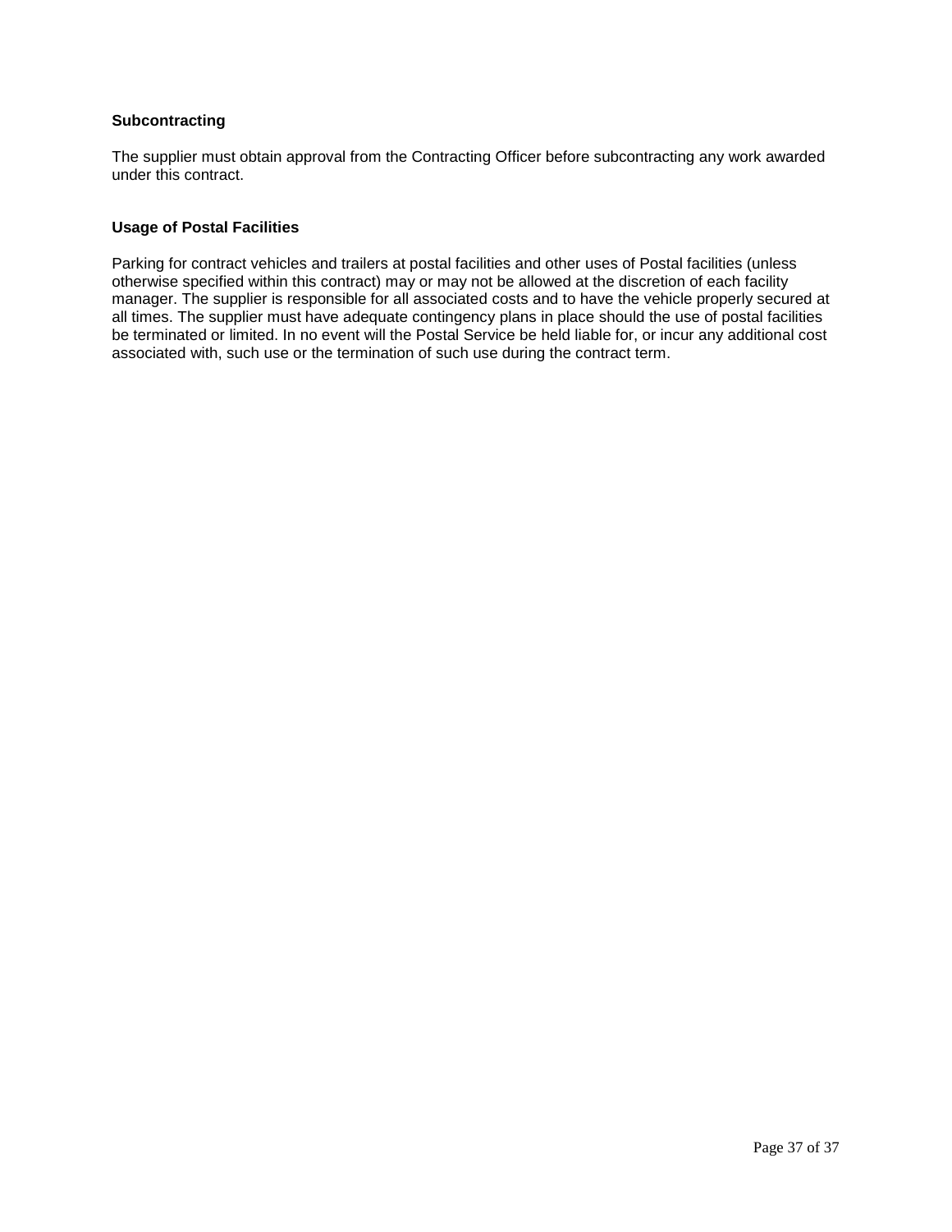**Subcontracting**

The supplier must obtain approval from the Contracting Officer before subcontracting any work awarded under this contract.

**Usage of Postal Facilities**

Parking for contract vehicles and trailers at postal facilities and other uses of Postal facilities (unless otherwise specified within this contract) may or may not be allowed at the discretion of each facility manager. The supplier is responsible for all associated costs and to have the vehicle properly secured at all times. The supplier must have adequate contingency plans in place should the use of postal facilities be terminated or limited. In no event will the Postal Service be held liable for, or incur any additional cost associated with, such use or the termination of such use during the contract term.